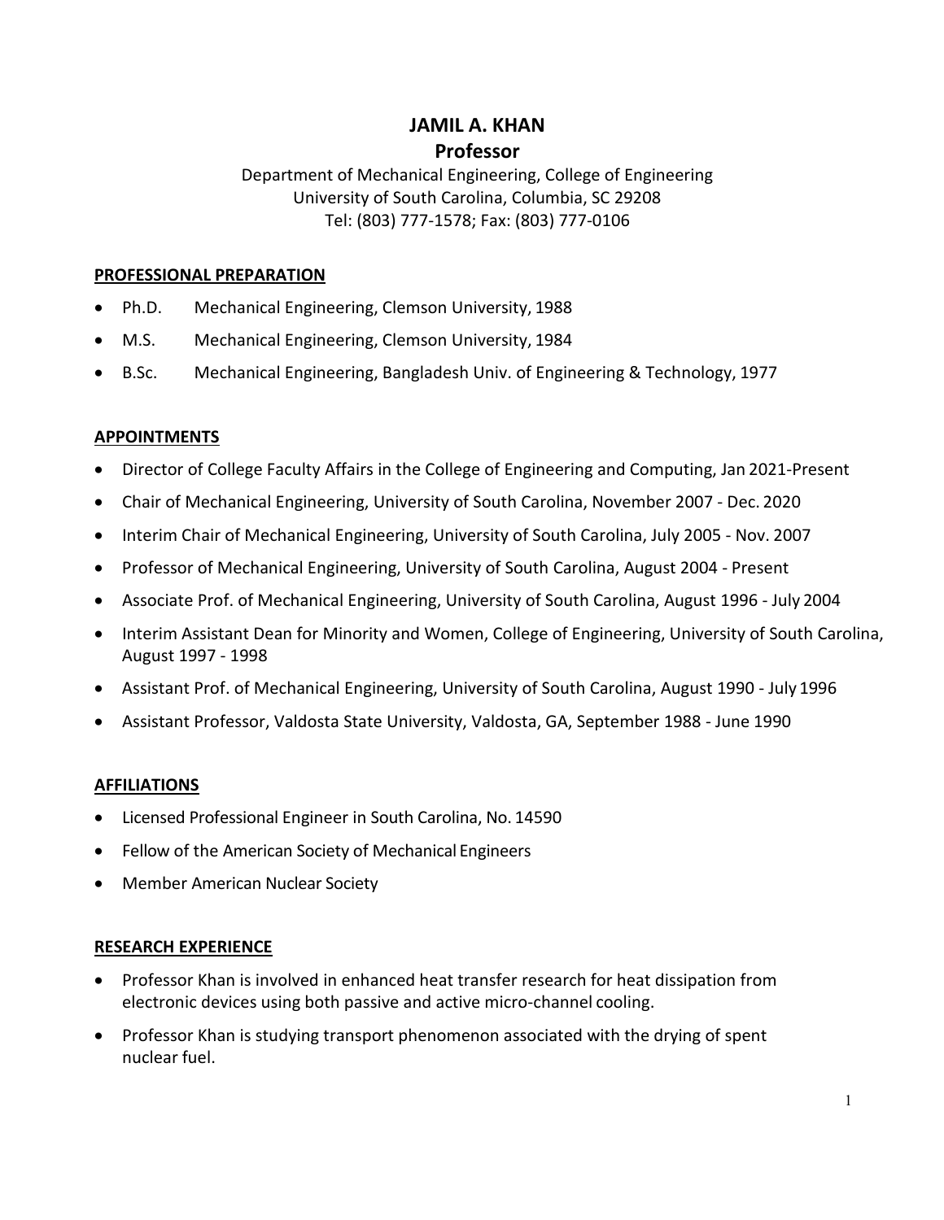# JAMIL A. KHAN

## Professor

Department of Mechanical Engineering, College of Engineering
University of South Carolina, Columbia, SC 29208
Tel: (803) 777-1578; Fax: (803) 777-0106

## PROFESSIONAL PREPARATION

- Ph.D. Mechanical Engineering, Clemson University, 1988
- M.S. Mechanical Engineering, Clemson University, 1984
- B.Sc. Mechanical Engineering, Bangladesh Univ. of Engineering & Technology, 1977

## APPOINTMENTS

- Director of College Faculty Affairs in the College of Engineering and Computing, Jan 2021-Present
- Chair of Mechanical Engineering, University of South Carolina, November 2007 - Dec. 2020
- Interim Chair of Mechanical Engineering, University of South Carolina, July 2005 - Nov. 2007
- Professor of Mechanical Engineering, University of South Carolina, August 2004 - Present
- Associate Prof. of Mechanical Engineering, University of South Carolina, August 1996 - July 2004
- Interim Assistant Dean for Minority and Women, College of Engineering, University of South Carolina, August 1997 - 1998
- Assistant Prof. of Mechanical Engineering, University of South Carolina, August 1990 - July 1996
- Assistant Professor, Valdosta State University, Valdosta, GA, September 1988 - June 1990

## AFFILIATIONS

- Licensed Professional Engineer in South Carolina, No. 14590
- Fellow of the American Society of Mechanical Engineers
- Member American Nuclear Society

## RESEARCH EXPERIENCE

- Professor Khan is involved in enhanced heat transfer research for heat dissipation from electronic devices using both passive and active micro-channel cooling.
- Professor Khan is studying transport phenomenon associated with the drying of spent nuclear fuel.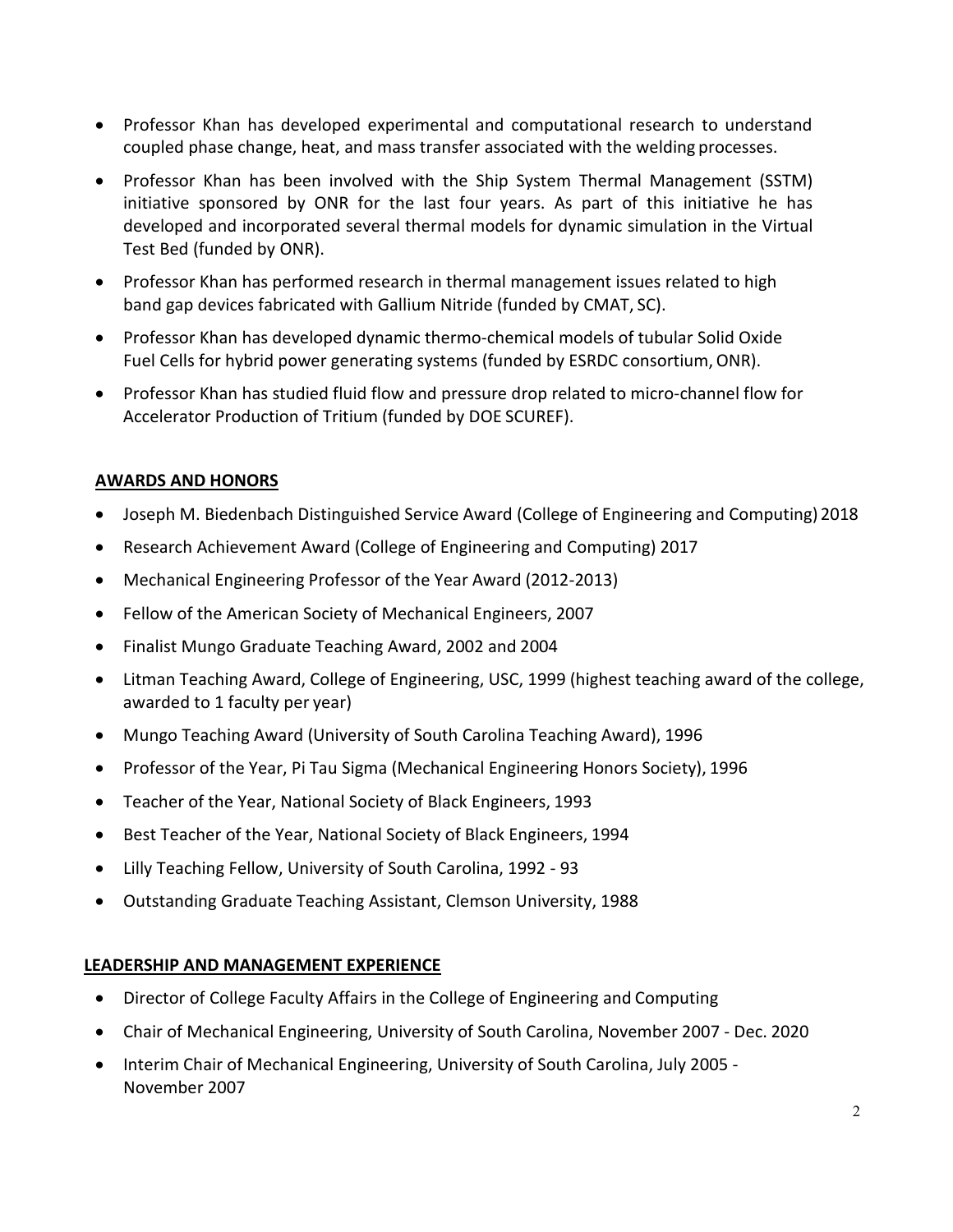- Professor Khan has developed experimental and computational research to understand coupled phase change, heat, and mass transfer associated with the welding processes.
- Professor Khan has been involved with the Ship System Thermal Management (SSTM) initiative sponsored by ONR for the last four years. As part of this initiative he has developed and incorporated several thermal models for dynamic simulation in the Virtual Test Bed (funded by ONR).
- Professor Khan has performed research in thermal management issues related to high band gap devices fabricated with Gallium Nitride (funded by CMAT, SC).
- Professor Khan has developed dynamic thermo-chemical models of tubular Solid Oxide Fuel Cells for hybrid power generating systems (funded by ESRDC consortium, ONR).
- Professor Khan has studied fluid flow and pressure drop related to micro-channel flow for Accelerator Production of Tritium (funded by DOE SCUREF).

## AWARDS AND HONORS

- Joseph M. Biedenbach Distinguished Service Award (College of Engineering and Computing) 2018
- Research Achievement Award (College of Engineering and Computing) 2017
- Mechanical Engineering Professor of the Year Award (2012-2013)
- Fellow of the American Society of Mechanical Engineers, 2007
- Finalist Mungo Graduate Teaching Award, 2002 and 2004
- Litman Teaching Award, College of Engineering, USC, 1999 (highest teaching award of the college, awarded to 1 faculty per year)
- Mungo Teaching Award (University of South Carolina Teaching Award), 1996
- Professor of the Year, Pi Tau Sigma (Mechanical Engineering Honors Society), 1996
- Teacher of the Year, National Society of Black Engineers, 1993
- Best Teacher of the Year, National Society of Black Engineers, 1994
- Lilly Teaching Fellow, University of South Carolina, 1992 - 93
- Outstanding Graduate Teaching Assistant, Clemson University, 1988

## LEADERSHIP AND MANAGEMENT EXPERIENCE

- Director of College Faculty Affairs in the College of Engineering and Computing
- Chair of Mechanical Engineering, University of South Carolina, November 2007 - Dec. 2020
- Interim Chair of Mechanical Engineering, University of South Carolina, July 2005 - November 2007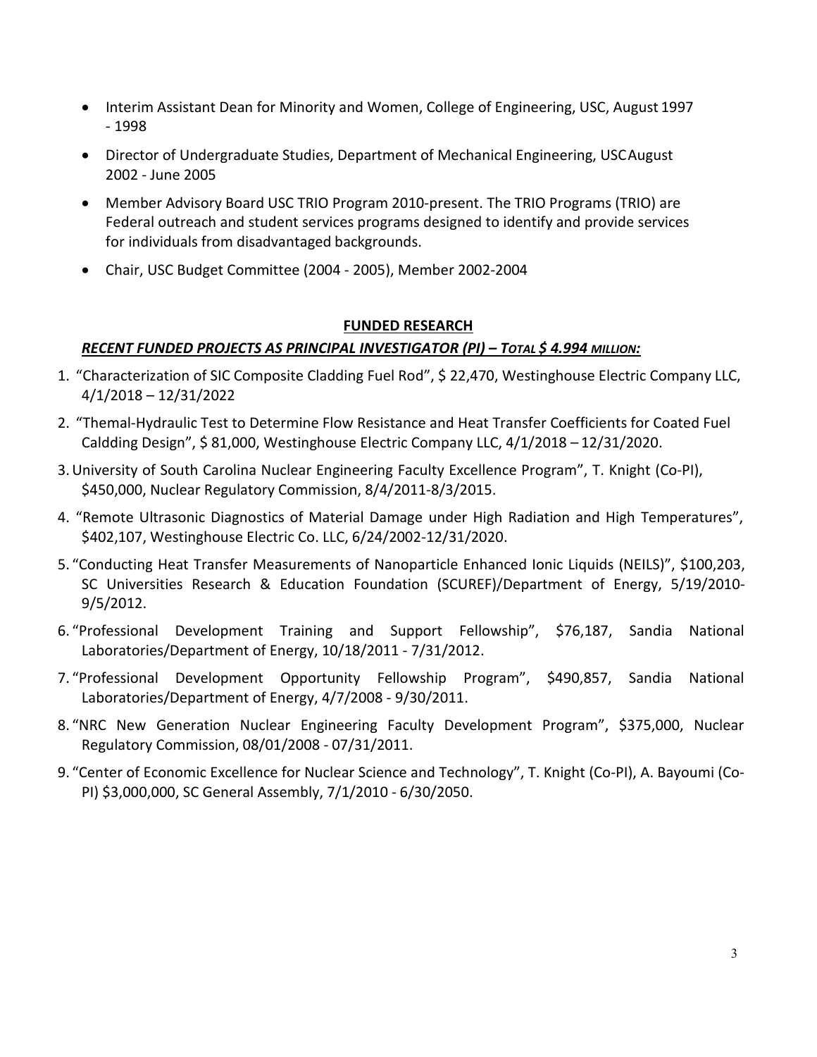- Interim Assistant Dean for Minority and Women, College of Engineering, USC, August 1997 - 1998
- Director of Undergraduate Studies, Department of Mechanical Engineering, USC August 2002 - June 2005
- Member Advisory Board USC TRIO Program 2010-present. The TRIO Programs (TRIO) are Federal outreach and student services programs designed to identify and provide services for individuals from disadvantaged backgrounds.
- Chair, USC Budget Committee (2004 - 2005), Member 2002-2004

## FUNDED RESEARCH

### *RECENT FUNDED PROJECTS AS PRINCIPAL INVESTIGATOR (PI) – TOTAL $ 4.994 MILLION:*

1. "Characterization of SIC Composite Cladding Fuel Rod", $ 22,470, Westinghouse Electric Company LLC, 4/1/2018 – 12/31/2022
2. "Themal-Hydraulic Test to Determine Flow Resistance and Heat Transfer Coefficients for Coated Fuel Caldding Design", $ 81,000, Westinghouse Electric Company LLC, 4/1/2018 – 12/31/2020.
3. University of South Carolina Nuclear Engineering Faculty Excellence Program", T. Knight (Co-PI), $450,000, Nuclear Regulatory Commission, 8/4/2011-8/3/2015.
4. "Remote Ultrasonic Diagnostics of Material Damage under High Radiation and High Temperatures", $402,107, Westinghouse Electric Co. LLC, 6/24/2002-12/31/2020.
5. "Conducting Heat Transfer Measurements of Nanoparticle Enhanced Ionic Liquids (NEILS)", $100,203, SC Universities Research & Education Foundation (SCUREF)/Department of Energy, 5/19/2010-9/5/2012.
6. "Professional Development Training and Support Fellowship", $76,187, Sandia National Laboratories/Department of Energy, 10/18/2011 - 7/31/2012.
7. "Professional Development Opportunity Fellowship Program", $490,857, Sandia National Laboratories/Department of Energy, 4/7/2008 - 9/30/2011.
8. "NRC New Generation Nuclear Engineering Faculty Development Program", $375,000, Nuclear Regulatory Commission, 08/01/2008 - 07/31/2011.
9. "Center of Economic Excellence for Nuclear Science and Technology", T. Knight (Co-PI), A. Bayoumi (Co-PI) $3,000,000, SC General Assembly, 7/1/2010 - 6/30/2050.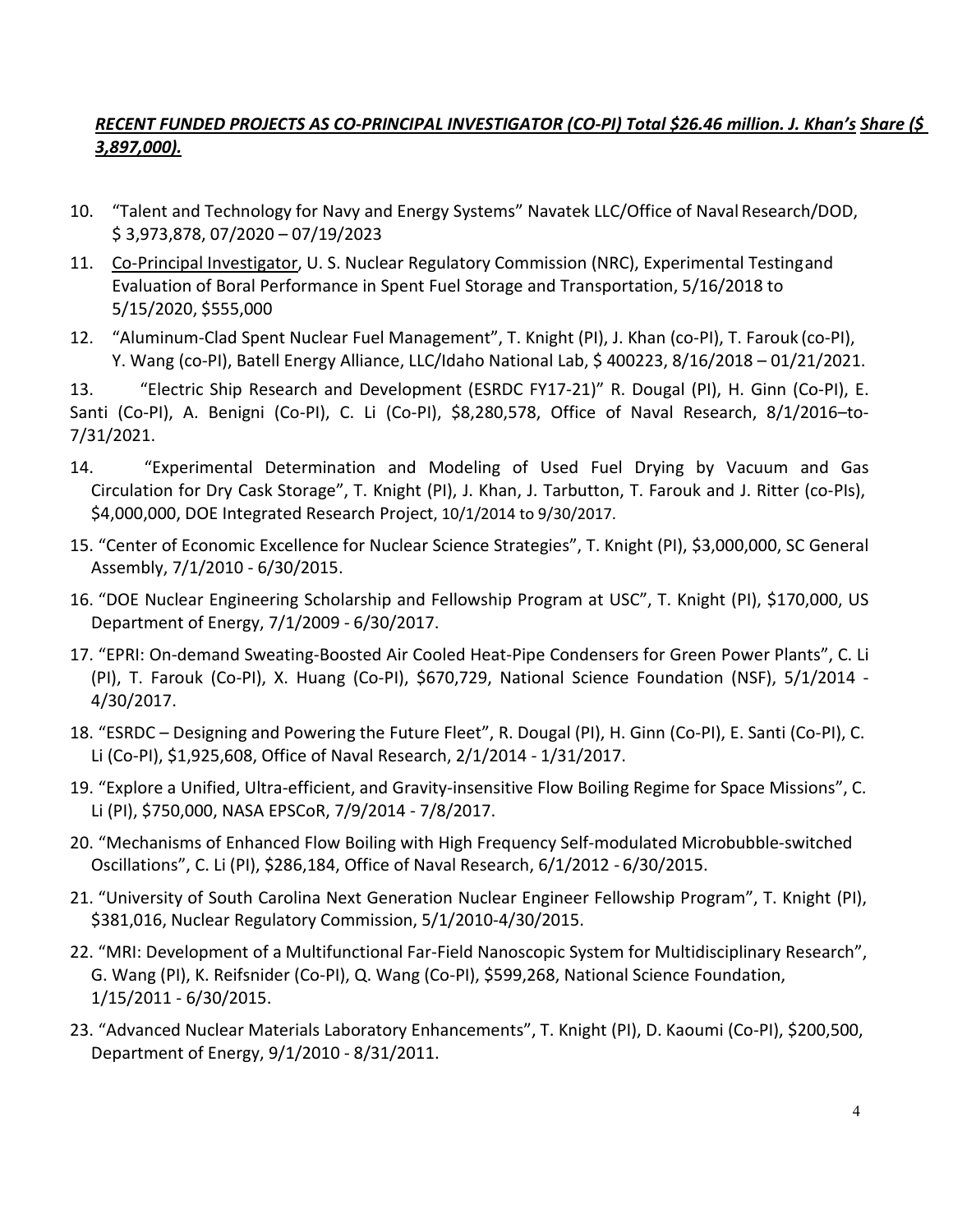***<u>RECENT FUNDED PROJECTS AS CO-PRINCIPAL INVESTIGATOR (CO-PI) Total $26.46 million. J. Khan's Share ($ 3,897,000).</u>***

10. "Talent and Technology for Navy and Energy Systems" Navatek LLC/Office of Naval Research/DOD, $ 3,973,878, 07/2020 – 07/19/2023
11. <u>Co-Principal Investigator</u>, U. S. Nuclear Regulatory Commission (NRC), Experimental Testing and Evaluation of Boral Performance in Spent Fuel Storage and Transportation, 5/16/2018 to 5/15/2020, $555,000
12. "Aluminum-Clad Spent Nuclear Fuel Management", T. Knight (PI), J. Khan (co-PI), T. Farouk (co-PI), Y. Wang (co-PI), Batell Energy Alliance, LLC/Idaho National Lab, $ 400223, 8/16/2018 – 01/21/2021.
13. "Electric Ship Research and Development (ESRDC FY17-21)" R. Dougal (PI), H. Ginn (Co-PI), E. Santi (Co-PI), A. Benigni (Co-PI), C. Li (Co-PI), $8,280,578, Office of Naval Research, 8/1/2016–to-7/31/2021.
14. "Experimental Determination and Modeling of Used Fuel Drying by Vacuum and Gas Circulation for Dry Cask Storage", T. Knight (PI), J. Khan, J. Tarbutton, T. Farouk and J. Ritter (co-PIs), $4,000,000, DOE Integrated Research Project, 10/1/2014 to 9/30/2017.
15. "Center of Economic Excellence for Nuclear Science Strategies", T. Knight (PI), $3,000,000, SC General Assembly, 7/1/2010 - 6/30/2015.
16. "DOE Nuclear Engineering Scholarship and Fellowship Program at USC", T. Knight (PI), $170,000, US Department of Energy, 7/1/2009 - 6/30/2017.
17. "EPRI: On-demand Sweating-Boosted Air Cooled Heat-Pipe Condensers for Green Power Plants", C. Li (PI), T. Farouk (Co-PI), X. Huang (Co-PI), $670,729, National Science Foundation (NSF), 5/1/2014 - 4/30/2017.
18. "ESRDC – Designing and Powering the Future Fleet", R. Dougal (PI), H. Ginn (Co-PI), E. Santi (Co-PI), C. Li (Co-PI), $1,925,608, Office of Naval Research, 2/1/2014 - 1/31/2017.
19. "Explore a Unified, Ultra-efficient, and Gravity-insensitive Flow Boiling Regime for Space Missions", C. Li (PI), $750,000, NASA EPSCoR, 7/9/2014 - 7/8/2017.
20. "Mechanisms of Enhanced Flow Boiling with High Frequency Self-modulated Microbubble-switched Oscillations", C. Li (PI), $286,184, Office of Naval Research, 6/1/2012 - 6/30/2015.
21. "University of South Carolina Next Generation Nuclear Engineer Fellowship Program", T. Knight (PI), $381,016, Nuclear Regulatory Commission, 5/1/2010-4/30/2015.
22. "MRI: Development of a Multifunctional Far-Field Nanoscopic System for Multidisciplinary Research", G. Wang (PI), K. Reifsnider (Co-PI), Q. Wang (Co-PI), $599,268, National Science Foundation, 1/15/2011 - 6/30/2015.
23. "Advanced Nuclear Materials Laboratory Enhancements", T. Knight (PI), D. Kaoumi (Co-PI), $200,500, Department of Energy, 9/1/2010 - 8/31/2011.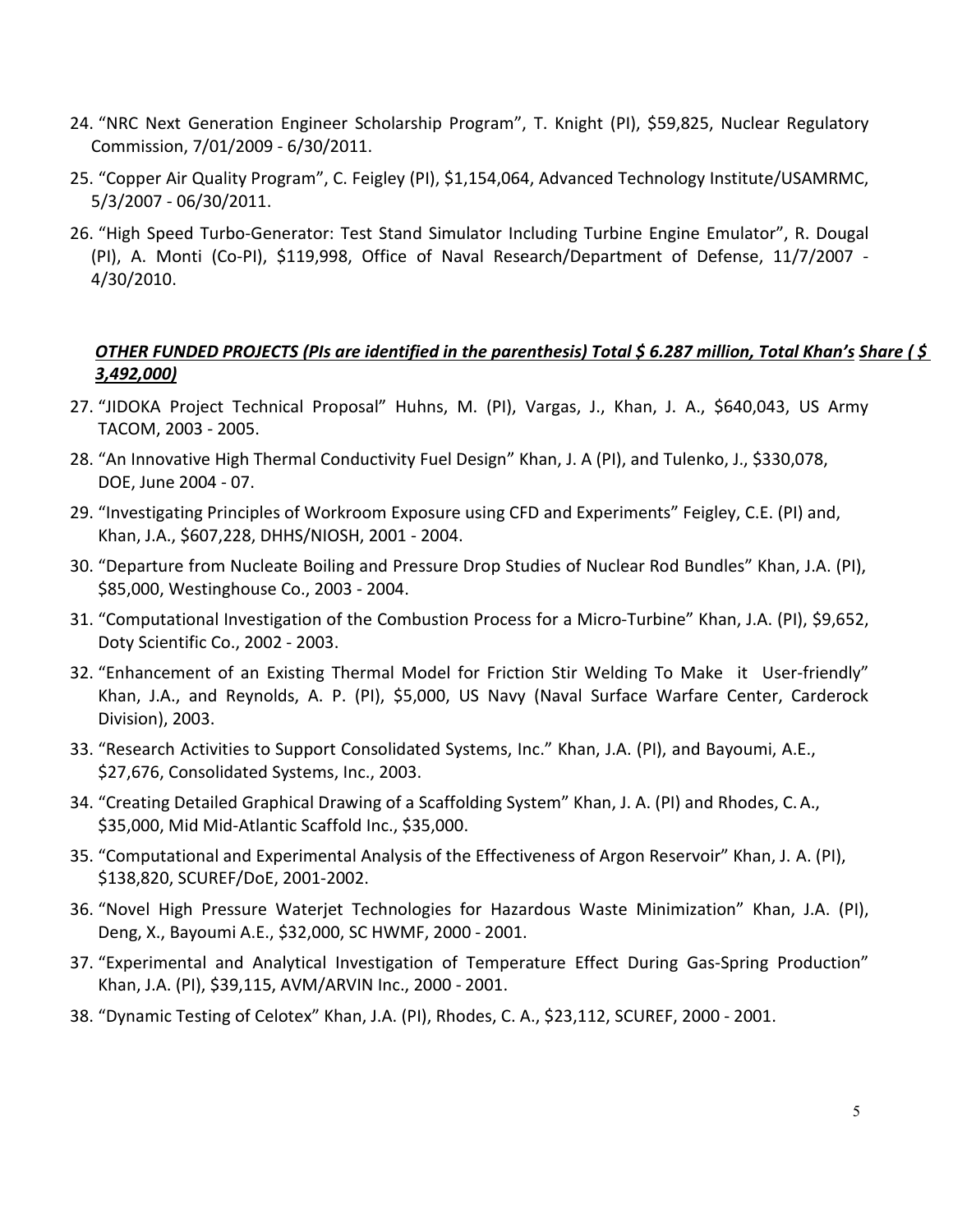24. "NRC Next Generation Engineer Scholarship Program", T. Knight (PI), $59,825, Nuclear Regulatory Commission, 7/01/2009 - 6/30/2011.
25. "Copper Air Quality Program", C. Feigley (PI), $1,154,064, Advanced Technology Institute/USAMRMC, 5/3/2007 - 06/30/2011.
26. "High Speed Turbo-Generator: Test Stand Simulator Including Turbine Engine Emulator", R. Dougal (PI), A. Monti (Co-PI), $119,998, Office of Naval Research/Department of Defense, 11/7/2007 - 4/30/2010.

***OTHER FUNDED PROJECTS (PIs are identified in the parenthesis) Total $ 6.287 million, Total Khan's Share ( $ 3,492,000)***

27. "JIDOKA Project Technical Proposal" Huhns, M. (PI), Vargas, J., Khan, J. A., $640,043, US Army TACOM, 2003 - 2005.
28. "An Innovative High Thermal Conductivity Fuel Design" Khan, J. A (PI), and Tulenko, J., $330,078, DOE, June 2004 - 07.
29. "Investigating Principles of Workroom Exposure using CFD and Experiments" Feigley, C.E. (PI) and, Khan, J.A., $607,228, DHHS/NIOSH, 2001 - 2004.
30. "Departure from Nucleate Boiling and Pressure Drop Studies of Nuclear Rod Bundles" Khan, J.A. (PI), $85,000, Westinghouse Co., 2003 - 2004.
31. "Computational Investigation of the Combustion Process for a Micro-Turbine" Khan, J.A. (PI), $9,652, Doty Scientific Co., 2002 - 2003.
32. "Enhancement of an Existing Thermal Model for Friction Stir Welding To Make it User-friendly" Khan, J.A., and Reynolds, A. P. (PI), $5,000, US Navy (Naval Surface Warfare Center, Carderock Division), 2003.
33. "Research Activities to Support Consolidated Systems, Inc." Khan, J.A. (PI), and Bayoumi, A.E., $27,676, Consolidated Systems, Inc., 2003.
34. "Creating Detailed Graphical Drawing of a Scaffolding System" Khan, J. A. (PI) and Rhodes, C. A., $35,000, Mid Mid-Atlantic Scaffold Inc., $35,000.
35. "Computational and Experimental Analysis of the Effectiveness of Argon Reservoir" Khan, J. A. (PI), $138,820, SCUREF/DoE, 2001-2002.
36. "Novel High Pressure Waterjet Technologies for Hazardous Waste Minimization" Khan, J.A. (PI), Deng, X., Bayoumi A.E., $32,000, SC HWMF, 2000 - 2001.
37. "Experimental and Analytical Investigation of Temperature Effect During Gas-Spring Production" Khan, J.A. (PI), $39,115, AVM/ARVIN Inc., 2000 - 2001.
38. "Dynamic Testing of Celotex" Khan, J.A. (PI), Rhodes, C. A., $23,112, SCUREF, 2000 - 2001.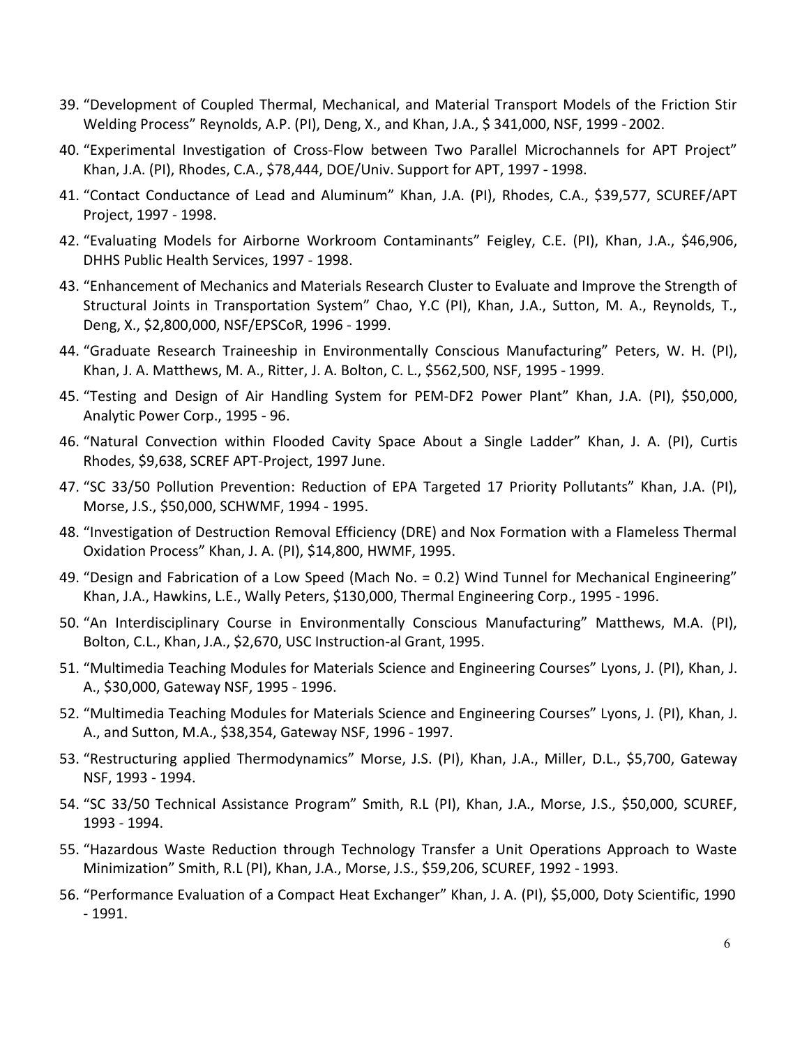39. "Development of Coupled Thermal, Mechanical, and Material Transport Models of the Friction Stir Welding Process" Reynolds, A.P. (PI), Deng, X., and Khan, J.A., $ 341,000, NSF, 1999 - 2002.
40. "Experimental Investigation of Cross-Flow between Two Parallel Microchannels for APT Project" Khan, J.A. (PI), Rhodes, C.A., $78,444, DOE/Univ. Support for APT, 1997 - 1998.
41. "Contact Conductance of Lead and Aluminum" Khan, J.A. (PI), Rhodes, C.A., $39,577, SCUREF/APT Project, 1997 - 1998.
42. "Evaluating Models for Airborne Workroom Contaminants" Feigley, C.E. (PI), Khan, J.A., $46,906, DHHS Public Health Services, 1997 - 1998.
43. "Enhancement of Mechanics and Materials Research Cluster to Evaluate and Improve the Strength of Structural Joints in Transportation System" Chao, Y.C (PI), Khan, J.A., Sutton, M. A., Reynolds, T., Deng, X., $2,800,000, NSF/EPSCoR, 1996 - 1999.
44. "Graduate Research Traineeship in Environmentally Conscious Manufacturing" Peters, W. H. (PI), Khan, J. A. Matthews, M. A., Ritter, J. A. Bolton, C. L., $562,500, NSF, 1995 - 1999.
45. "Testing and Design of Air Handling System for PEM-DF2 Power Plant" Khan, J.A. (PI), $50,000, Analytic Power Corp., 1995 - 96.
46. "Natural Convection within Flooded Cavity Space About a Single Ladder" Khan, J. A. (PI), Curtis Rhodes, $9,638, SCREF APT-Project, 1997 June.
47. "SC 33/50 Pollution Prevention: Reduction of EPA Targeted 17 Priority Pollutants" Khan, J.A. (PI), Morse, J.S., $50,000, SCHWMF, 1994 - 1995.
48. "Investigation of Destruction Removal Efficiency (DRE) and Nox Formation with a Flameless Thermal Oxidation Process" Khan, J. A. (PI), $14,800, HWMF, 1995.
49. "Design and Fabrication of a Low Speed (Mach No. = 0.2) Wind Tunnel for Mechanical Engineering" Khan, J.A., Hawkins, L.E., Wally Peters, $130,000, Thermal Engineering Corp., 1995 - 1996.
50. "An Interdisciplinary Course in Environmentally Conscious Manufacturing" Matthews, M.A. (PI), Bolton, C.L., Khan, J.A., $2,670, USC Instruction-al Grant, 1995.
51. "Multimedia Teaching Modules for Materials Science and Engineering Courses" Lyons, J. (PI), Khan, J. A., $30,000, Gateway NSF, 1995 - 1996.
52. "Multimedia Teaching Modules for Materials Science and Engineering Courses" Lyons, J. (PI), Khan, J. A., and Sutton, M.A., $38,354, Gateway NSF, 1996 - 1997.
53. "Restructuring applied Thermodynamics" Morse, J.S. (PI), Khan, J.A., Miller, D.L., $5,700, Gateway NSF, 1993 - 1994.
54. "SC 33/50 Technical Assistance Program" Smith, R.L (PI), Khan, J.A., Morse, J.S., $50,000, SCUREF, 1993 - 1994.
55. "Hazardous Waste Reduction through Technology Transfer a Unit Operations Approach to Waste Minimization" Smith, R.L (PI), Khan, J.A., Morse, J.S., $59,206, SCUREF, 1992 - 1993.
56. "Performance Evaluation of a Compact Heat Exchanger" Khan, J. A. (PI), $5,000, Doty Scientific, 1990 - 1991.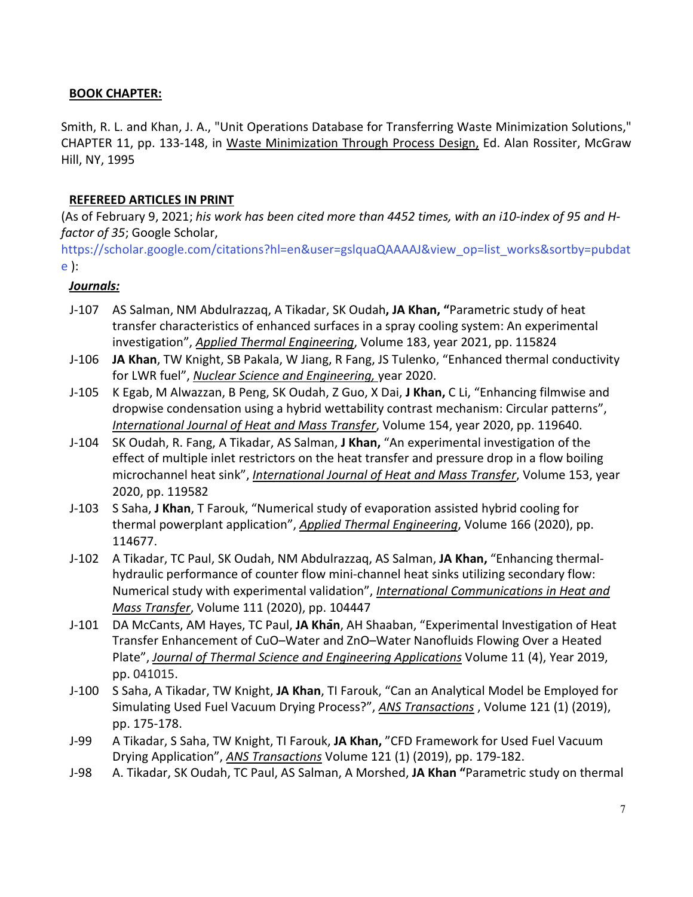## BOOK CHAPTER:

Smith, R. L. and Khan, J. A., "Unit Operations Database for Transferring Waste Minimization Solutions," CHAPTER 11, pp. 133-148, in Waste Minimization Through Process Design, Ed. Alan Rossiter, McGraw Hill, NY, 1995

## REFEREED ARTICLES IN PRINT

(As of February 9, 2021; *his work has been cited more than 4452 times, with an i10-index of 95 and H-factor of 35*; Google Scholar, https://scholar.google.com/citations?hl=en&user=gslquaQAAAAJ&view_op=list_works&sortby=pubdate ):

### ***Journals:***

- J-107 AS Salman, NM Abdulrazzaq, A Tikadar, SK Oudah**, JA Khan, "**Parametric study of heat transfer characteristics of enhanced surfaces in a spray cooling system: An experimental investigation", *Applied Thermal Engineering*, Volume 183, year 2021, pp. 115824
- J-106 **JA Khan**, TW Knight, SB Pakala, W Jiang, R Fang, JS Tulenko, "Enhanced thermal conductivity for LWR fuel", *Nuclear Science and Engineering,* year 2020.
- J-105 K Egab, M Alwazzan, B Peng, SK Oudah, Z Guo, X Dai, **J Khan,** C Li, "Enhancing filmwise and dropwise condensation using a hybrid wettability contrast mechanism: Circular patterns", *International Journal of Heat and Mass Transfer*, Volume 154, year 2020, pp. 119640.
- J-104 SK Oudah, R. Fang, A Tikadar, AS Salman, **J Khan,** "An experimental investigation of the effect of multiple inlet restrictors on the heat transfer and pressure drop in a flow boiling microchannel heat sink", *International Journal of Heat and Mass Transfer*, Volume 153, year 2020, pp. 119582
- J-103 S Saha, **J Khan**, T Farouk, "Numerical study of evaporation assisted hybrid cooling for thermal powerplant application", *Applied Thermal Engineering*, Volume 166 (2020), pp. 114677.
- J-102 A Tikadar, TC Paul, SK Oudah, NM Abdulrazzaq, AS Salman, **JA Khan,** "Enhancing thermal-hydraulic performance of counter flow mini-channel heat sinks utilizing secondary flow: Numerical study with experimental validation", *International Communications in Heat and Mass Transfer*, Volume 111 (2020), pp. 104447
- J-101 DA McCants, AM Hayes, TC Paul, **JA Khān**, AH Shaaban, "Experimental Investigation of Heat Transfer Enhancement of CuO–Water and ZnO–Water Nanofluids Flowing Over a Heated Plate", *Journal of Thermal Science and Engineering Applications* Volume 11 (4), Year 2019, pp. 041015.
- J-100 S Saha, A Tikadar, TW Knight, **JA Khan**, TI Farouk, "Can an Analytical Model be Employed for Simulating Used Fuel Vacuum Drying Process?", *ANS Transactions* , Volume 121 (1) (2019), pp. 175-178.
- J-99 A Tikadar, S Saha, TW Knight, TI Farouk, **JA Khan,** "CFD Framework for Used Fuel Vacuum Drying Application", *ANS Transactions* Volume 121 (1) (2019), pp. 179-182.
- J-98 A. Tikadar, SK Oudah, TC Paul, AS Salman, A Morshed, **JA Khan "**Parametric study on thermal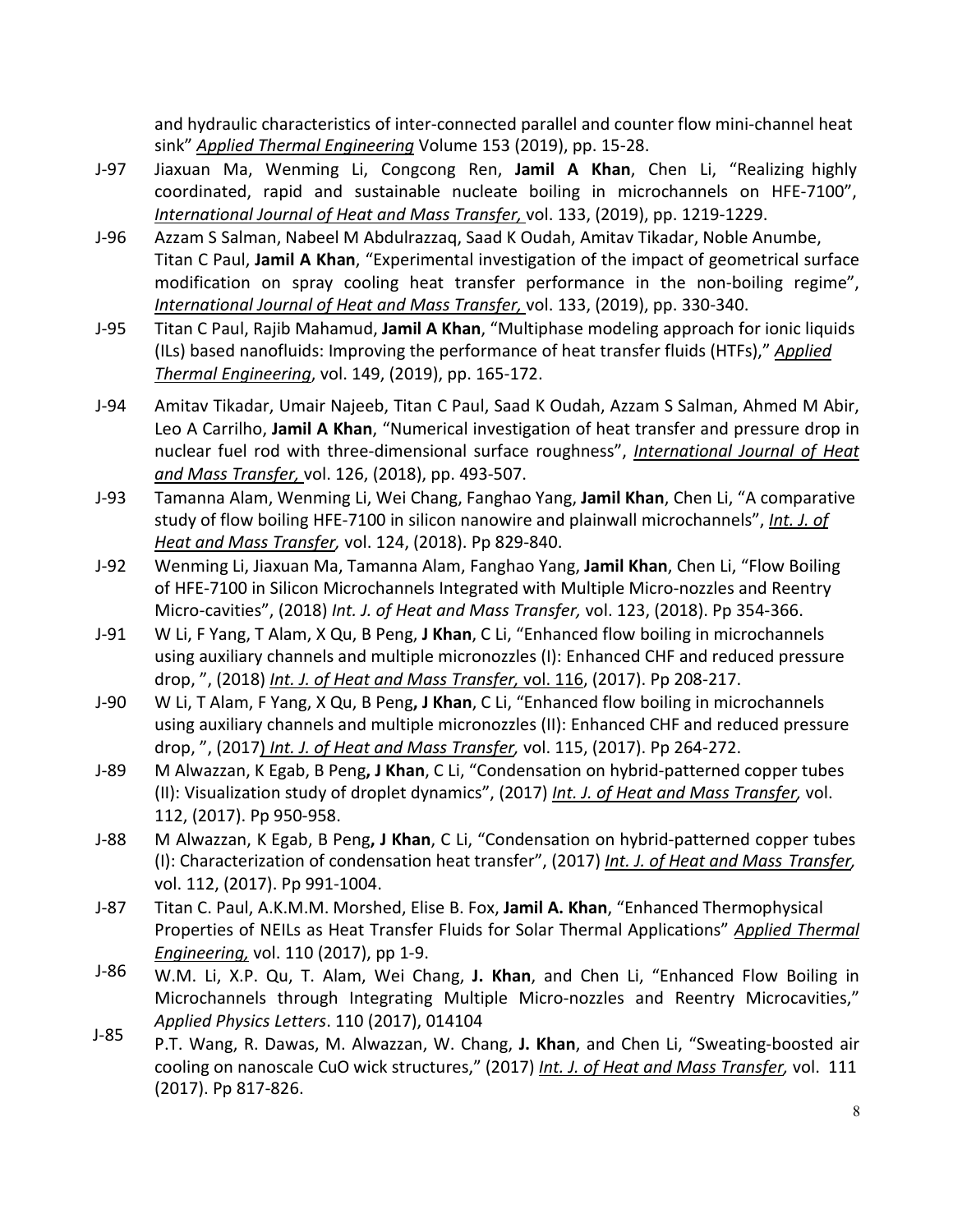and hydraulic characteristics of inter-connected parallel and counter flow mini-channel heat sink" *__Applied Thermal Engineering__* Volume 153 (2019), pp. 15-28.

J-97 Jiaxuan Ma, Wenming Li, Congcong Ren, **Jamil A Khan**, Chen Li, "Realizing highly coordinated, rapid and sustainable nucleate boiling in microchannels on HFE-7100", *__International Journal of Heat and Mass Transfer,__* vol. 133, (2019), pp. 1219-1229.

J-96 Azzam S Salman, Nabeel M Abdulrazzaq, Saad K Oudah, Amitav Tikadar, Noble Anumbe, Titan C Paul, **Jamil A Khan**, "Experimental investigation of the impact of geometrical surface modification on spray cooling heat transfer performance in the non-boiling regime", *__International Journal of Heat and Mass Transfer,__* vol. 133, (2019), pp. 330-340.

J-95 Titan C Paul, Rajib Mahamud, **Jamil A Khan**, "Multiphase modeling approach for ionic liquids (ILs) based nanofluids: Improving the performance of heat transfer fluids (HTFs)," *__Applied Thermal Engineering__*, vol. 149, (2019), pp. 165-172.

J-94 Amitav Tikadar, Umair Najeeb, Titan C Paul, Saad K Oudah, Azzam S Salman, Ahmed M Abir, Leo A Carrilho, **Jamil A Khan**, "Numerical investigation of heat transfer and pressure drop in nuclear fuel rod with three-dimensional surface roughness", *__International Journal of Heat and Mass Transfer,__* vol. 126, (2018), pp. 493-507.

J-93 Tamanna Alam, Wenming Li, Wei Chang, Fanghao Yang, **Jamil Khan**, Chen Li, "A comparative study of flow boiling HFE-7100 in silicon nanowire and plainwall microchannels", *__Int. J. of Heat and Mass Transfer,__* vol. 124, (2018). Pp 829-840.

J-92 Wenming Li, Jiaxuan Ma, Tamanna Alam, Fanghao Yang, **Jamil Khan**, Chen Li, "Flow Boiling of HFE-7100 in Silicon Microchannels Integrated with Multiple Micro-nozzles and Reentry Micro-cavities", (2018) *Int. J. of Heat and Mass Transfer,* vol. 123, (2018). Pp 354-366.

J-91 W Li, F Yang, T Alam, X Qu, B Peng, **J Khan**, C Li, "Enhanced flow boiling in microchannels using auxiliary channels and multiple micronozzles (I): Enhanced CHF and reduced pressure drop, ", (2018) *__Int. J. of Heat and Mass Transfer,__* __vol. 116__, (2017). Pp 208-217.

J-90 W Li, T Alam, F Yang, X Qu, B Peng**, J Khan**, C Li, "Enhanced flow boiling in microchannels using auxiliary channels and multiple micronozzles (II): Enhanced CHF and reduced pressure drop, ", (2017) *__Int. J. of Heat and Mass Transfer,__* vol. 115, (2017). Pp 264-272.

J-89 M Alwazzan, K Egab, B Peng**, J Khan**, C Li, "Condensation on hybrid-patterned copper tubes (II): Visualization study of droplet dynamics", (2017) *__Int. J. of Heat and Mass Transfer,__* vol. 112, (2017). Pp 950-958.

J-88 M Alwazzan, K Egab, B Peng**, J Khan**, C Li, "Condensation on hybrid-patterned copper tubes (I): Characterization of condensation heat transfer", (2017) *__Int. J. of Heat and Mass Transfer,__* vol. 112, (2017). Pp 991-1004.

J-87 Titan C. Paul, A.K.M.M. Morshed, Elise B. Fox, **Jamil A. Khan**, "Enhanced Thermophysical Properties of NEILs as Heat Transfer Fluids for Solar Thermal Applications" *__Applied Thermal Engineering,__* vol. 110 (2017), pp 1-9.

J-86 W.M. Li, X.P. Qu, T. Alam, Wei Chang, **J. Khan**, and Chen Li, "Enhanced Flow Boiling in Microchannels through Integrating Multiple Micro-nozzles and Reentry Microcavities," *Applied Physics Letters*. 110 (2017), 014104

J-85 P.T. Wang, R. Dawas, M. Alwazzan, W. Chang, **J. Khan**, and Chen Li, "Sweating-boosted air cooling on nanoscale CuO wick structures," (2017) *__Int. J. of Heat and Mass Transfer,__* vol. 111 (2017). Pp 817-826.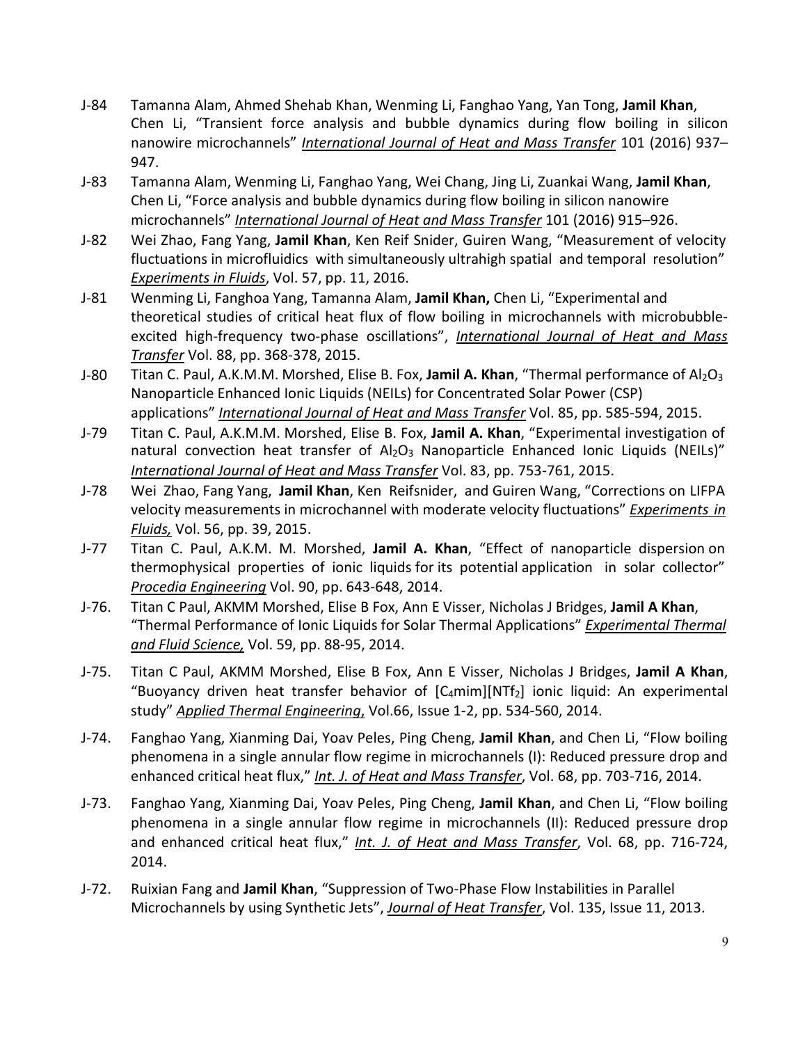J-84 Tamanna Alam, Ahmed Shehab Khan, Wenming Li, Fanghao Yang, Yan Tong, **Jamil Khan**, Chen Li, "Transient force analysis and bubble dynamics during flow boiling in silicon nanowire microchannels" *International Journal of Heat and Mass Transfer* 101 (2016) 937–947.

J-83 Tamanna Alam, Wenming Li, Fanghao Yang, Wei Chang, Jing Li, Zuankai Wang, **Jamil Khan**, Chen Li, "Force analysis and bubble dynamics during flow boiling in silicon nanowire microchannels" *International Journal of Heat and Mass Transfer* 101 (2016) 915–926.

J-82 Wei Zhao, Fang Yang, **Jamil Khan**, Ken Reif Snider, Guiren Wang, "Measurement of velocity fluctuations in microfluidics with simultaneously ultrahigh spatial and temporal resolution" *Experiments in Fluids*, Vol. 57, pp. 11, 2016.

J-81 Wenming Li, Fanghoa Yang, Tamanna Alam, **Jamil Khan,** Chen Li, "Experimental and theoretical studies of critical heat flux of flow boiling in microchannels with microbubble-excited high-frequency two-phase oscillations", *International Journal of Heat and Mass Transfer* Vol. 88, pp. 368-378, 2015.

J-80 Titan C. Paul, A.K.M.M. Morshed, Elise B. Fox, **Jamil A. Khan**, "Thermal performance of $Al_2O_3$ Nanoparticle Enhanced Ionic Liquids (NEILs) for Concentrated Solar Power (CSP) applications" *International Journal of Heat and Mass Transfer* Vol. 85, pp. 585-594, 2015.

J-79 Titan C. Paul, A.K.M.M. Morshed, Elise B. Fox, **Jamil A. Khan**, "Experimental investigation of natural convection heat transfer of $Al_2O_3$ Nanoparticle Enhanced Ionic Liquids (NEILs)" *International Journal of Heat and Mass Transfer* Vol. 83, pp. 753-761, 2015.

J-78 Wei Zhao, Fang Yang, **Jamil Khan**, Ken Reifsnider, and Guiren Wang, "Corrections on LIFPA velocity measurements in microchannel with moderate velocity fluctuations" *Experiments in Fluids,* Vol. 56, pp. 39, 2015.

J-77 Titan C. Paul, A.K.M. M. Morshed, **Jamil A. Khan**, "Effect of nanoparticle dispersion on thermophysical properties of ionic liquids for its potential application in solar collector" *Procedia Engineering* Vol. 90, pp. 643-648, 2014.

J-76. Titan C Paul, AKMM Morshed, Elise B Fox, Ann E Visser, Nicholas J Bridges, **Jamil A Khan**, "Thermal Performance of Ionic Liquids for Solar Thermal Applications" *Experimental Thermal and Fluid Science,* Vol. 59, pp. 88-95, 2014.

J-75. Titan C Paul, AKMM Morshed, Elise B Fox, Ann E Visser, Nicholas J Bridges, **Jamil A Khan**, "Buoyancy driven heat transfer behavior of $[C_4mim][NTf_2]$ ionic liquid: An experimental study" *Applied Thermal Engineering,* Vol.66, Issue 1-2, pp. 534-560, 2014.

J-74. Fanghao Yang, Xianming Dai, Yoav Peles, Ping Cheng, **Jamil Khan**, and Chen Li, "Flow boiling phenomena in a single annular flow regime in microchannels (I): Reduced pressure drop and enhanced critical heat flux," *Int. J. of Heat and Mass Transfer*, Vol. 68, pp. 703-716, 2014.

J-73. Fanghao Yang, Xianming Dai, Yoav Peles, Ping Cheng, **Jamil Khan**, and Chen Li, "Flow boiling phenomena in a single annular flow regime in microchannels (II): Reduced pressure drop and enhanced critical heat flux," *Int. J. of Heat and Mass Transfer*, Vol. 68, pp. 716-724, 2014.

J-72. Ruixian Fang and **Jamil Khan**, "Suppression of Two-Phase Flow Instabilities in Parallel Microchannels by using Synthetic Jets", *Journal of Heat Transfer*, Vol. 135, Issue 11, 2013.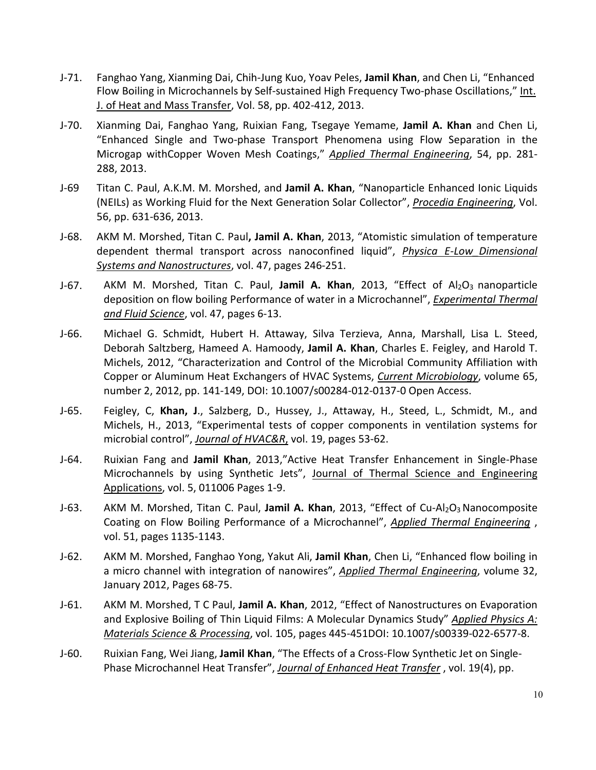J-71. Fanghao Yang, Xianming Dai, Chih-Jung Kuo, Yoav Peles, **Jamil Khan**, and Chen Li, "Enhanced Flow Boiling in Microchannels by Self-sustained High Frequency Two-phase Oscillations," Int. J. of Heat and Mass Transfer, Vol. 58, pp. 402-412, 2013.

J-70. Xianming Dai, Fanghao Yang, Ruixian Fang, Tsegaye Yemame, **Jamil A. Khan** and Chen Li, "Enhanced Single and Two-phase Transport Phenomena using Flow Separation in the Microgap withCopper Woven Mesh Coatings," *Applied Thermal Engineering*, 54, pp. 281-288, 2013.

J-69 Titan C. Paul, A.K.M. M. Morshed, and **Jamil A. Khan**, "Nanoparticle Enhanced Ionic Liquids (NEILs) as Working Fluid for the Next Generation Solar Collector", *Procedia Engineering*, Vol. 56, pp. 631-636, 2013.

J-68. AKM M. Morshed, Titan C. Paul**, Jamil A. Khan**, 2013, "Atomistic simulation of temperature dependent thermal transport across nanoconfined liquid", *Physica E-Low Dimensional Systems and Nanostructures*, vol. 47, pages 246-251.

J-67. AKM M. Morshed, Titan C. Paul, **Jamil A. Khan**, 2013, "Effect of $Al_2O_3$ nanoparticle deposition on flow boiling Performance of water in a Microchannel", *Experimental Thermal and Fluid Science*, vol. 47, pages 6-13.

J-66. Michael G. Schmidt, Hubert H. Attaway, Silva Terzieva, Anna, Marshall, Lisa L. Steed, Deborah Saltzberg, Hameed A. Hamoody, **Jamil A. Khan**, Charles E. Feigley, and Harold T. Michels, 2012, "Characterization and Control of the Microbial Community Affiliation with Copper or Aluminum Heat Exchangers of HVAC Systems, *Current Microbiology*, volume 65, number 2, 2012, pp. 141-149, DOI: 10.1007/s00284-012-0137-0 Open Access.

J-65. Feigley, C, **Khan, J**., Salzberg, D., Hussey, J., Attaway, H., Steed, L., Schmidt, M., and Michels, H., 2013, "Experimental tests of copper components in ventilation systems for microbial control", *Journal of HVAC&R*, vol. 19, pages 53-62.

J-64. Ruixian Fang and **Jamil Khan**, 2013,"Active Heat Transfer Enhancement in Single-Phase Microchannels by using Synthetic Jets", Journal of Thermal Science and Engineering Applications, vol. 5, 011006 Pages 1-9.

J-63. AKM M. Morshed, Titan C. Paul, **Jamil A. Khan**, 2013, "Effect of Cu-$Al_2O_3$ Nanocomposite Coating on Flow Boiling Performance of a Microchannel", *Applied Thermal Engineering* , vol. 51, pages 1135-1143.

J-62. AKM M. Morshed, Fanghao Yong, Yakut Ali, **Jamil Khan**, Chen Li, "Enhanced flow boiling in a micro channel with integration of nanowires", *Applied Thermal Engineering*, volume 32, January 2012, Pages 68-75.

J-61. AKM M. Morshed, T C Paul, **Jamil A. Khan**, 2012, "Effect of Nanostructures on Evaporation and Explosive Boiling of Thin Liquid Films: A Molecular Dynamics Study" *Applied Physics A: Materials Science & Processing*, vol. 105, pages 445-451DOI: 10.1007/s00339-022-6577-8.

J-60. Ruixian Fang, Wei Jiang, **Jamil Khan**, "The Effects of a Cross-Flow Synthetic Jet on Single-Phase Microchannel Heat Transfer", *Journal of Enhanced Heat Transfer* , vol. 19(4), pp.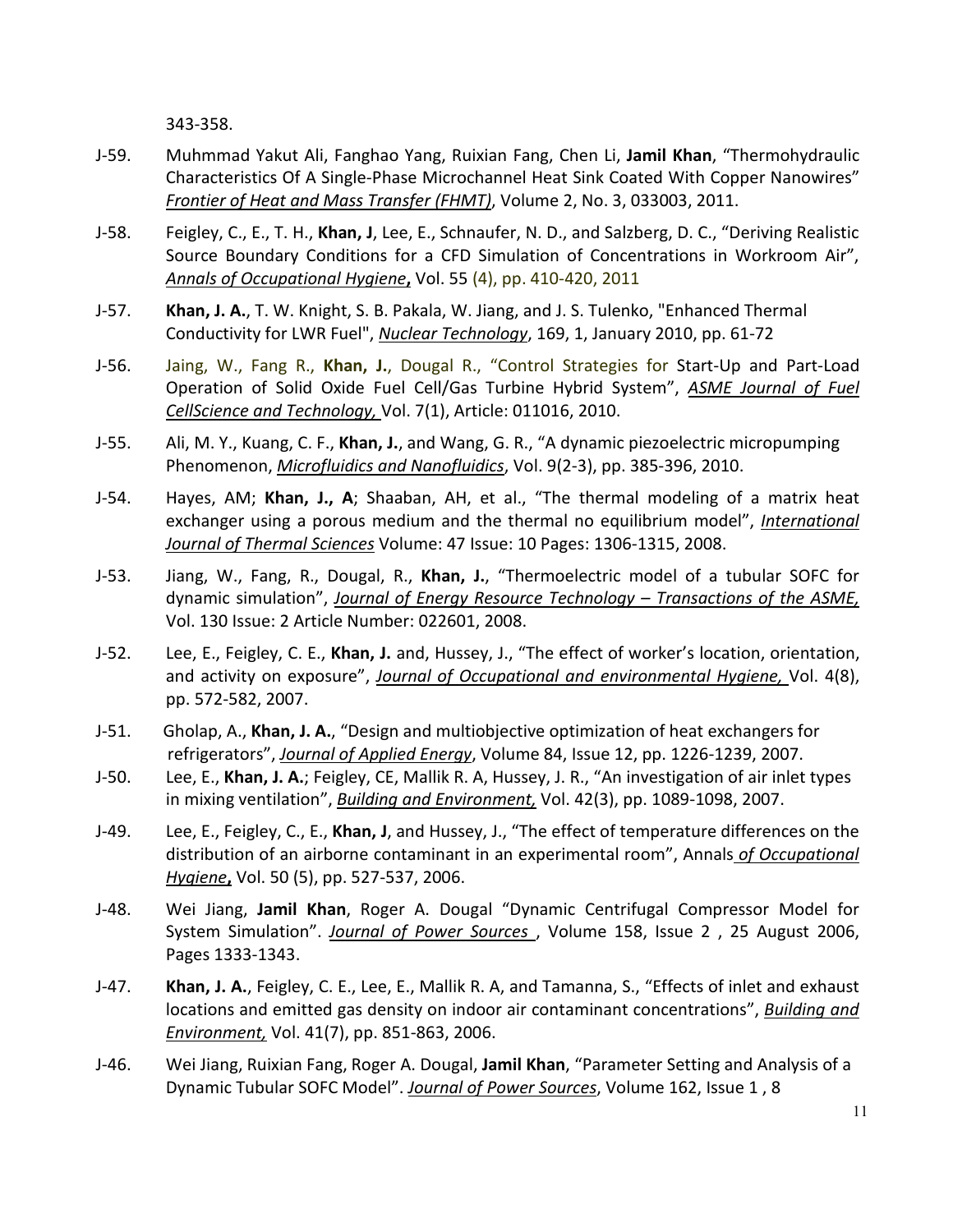343-358.

J-59. Muhmmad Yakut Ali, Fanghao Yang, Ruixian Fang, Chen Li, **Jamil Khan**, “Thermohydraulic Characteristics Of A Single-Phase Microchannel Heat Sink Coated With Copper Nanowires” *Frontier of Heat and Mass Transfer (FHMT)*, Volume 2, No. 3, 033003, 2011.

J-58. Feigley, C., E., T. H., **Khan, J**, Lee, E., Schnaufer, N. D., and Salzberg, D. C., “Deriving Realistic Source Boundary Conditions for a CFD Simulation of Concentrations in Workroom Air”, *Annals of Occupational Hygiene*, Vol. 55 (4), pp. 410-420, 2011

J-57. **Khan, J. A.**, T. W. Knight, S. B. Pakala, W. Jiang, and J. S. Tulenko, "Enhanced Thermal Conductivity for LWR Fuel", *Nuclear Technology*, 169, 1, January 2010, pp. 61-72

J-56. Jaing, W., Fang R., **Khan, J.**, Dougal R., “Control Strategies for Start-Up and Part-Load Operation of Solid Oxide Fuel Cell/Gas Turbine Hybrid System”, *ASME Journal of Fuel CellScience and Technology,* Vol. 7(1), Article: 011016, 2010.

J-55. Ali, M. Y., Kuang, C. F., **Khan, J.**, and Wang, G. R., “A dynamic piezoelectric micropumping Phenomenon, *Microfluidics and Nanofluidics*, Vol. 9(2-3), pp. 385-396, 2010.

J-54. Hayes, AM; **Khan, J., A**; Shaaban, AH, et al., “The thermal modeling of a matrix heat exchanger using a porous medium and the thermal no equilibrium model”, *International Journal of Thermal Sciences* Volume: 47 Issue: 10 Pages: 1306-1315, 2008.

J-53. Jiang, W., Fang, R., Dougal, R., **Khan, J.**, “Thermoelectric model of a tubular SOFC for dynamic simulation”, *Journal of Energy Resource Technology – Transactions of the ASME,* Vol. 130 Issue: 2 Article Number: 022601, 2008.

J-52. Lee, E., Feigley, C. E., **Khan, J.** and, Hussey, J., “The effect of worker’s location, orientation, and activity on exposure”, *Journal of Occupational and environmental Hygiene,* Vol. 4(8), pp. 572-582, 2007.

J-51. Gholap, A., **Khan, J. A.**, “Design and multiobjective optimization of heat exchangers for refrigerators”, *Journal of Applied Energy*, Volume 84, Issue 12, pp. 1226-1239, 2007.

J-50. Lee, E., **Khan, J. A.**; Feigley, CE, Mallik R. A, Hussey, J. R., “An investigation of air inlet types in mixing ventilation”, *Building and Environment,* Vol. 42(3), pp. 1089-1098, 2007.

J-49. Lee, E., Feigley, C., E., **Khan, J**, and Hussey, J., “The effect of temperature differences on the distribution of an airborne contaminant in an experimental room”, Annals *of Occupational Hygiene*, Vol. 50 (5), pp. 527-537, 2006.

J-48. Wei Jiang, **Jamil Khan**, Roger A. Dougal “Dynamic Centrifugal Compressor Model for System Simulation”. *Journal of Power Sources* , Volume 158, Issue 2 , 25 August 2006, Pages 1333-1343.

J-47. **Khan, J. A.**, Feigley, C. E., Lee, E., Mallik R. A, and Tamanna, S., “Effects of inlet and exhaust locations and emitted gas density on indoor air contaminant concentrations”, *Building and Environment,* Vol. 41(7), pp. 851-863, 2006.

J-46. Wei Jiang, Ruixian Fang, Roger A. Dougal, **Jamil Khan**, “Parameter Setting and Analysis of a Dynamic Tubular SOFC Model”. *Journal of Power Sources*, Volume 162, Issue 1 , 8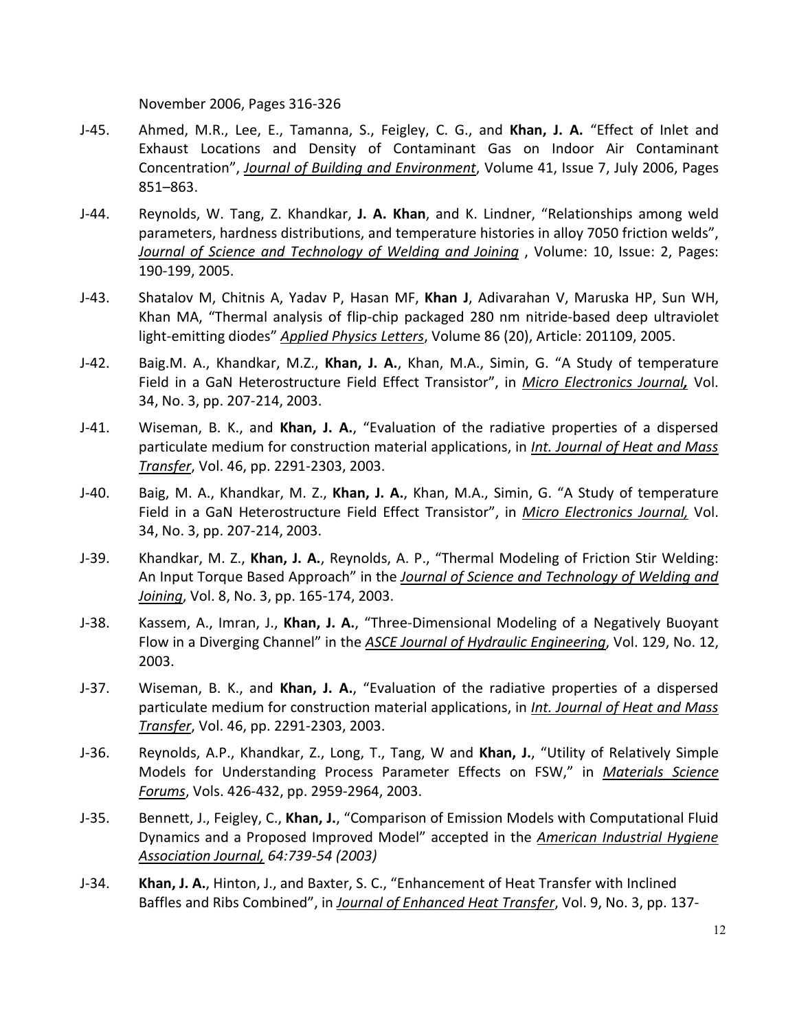November 2006, Pages 316-326

J-45. Ahmed, M.R., Lee, E., Tamanna, S., Feigley, C. G., and **Khan, J. A.** "Effect of Inlet and Exhaust Locations and Density of Contaminant Gas on Indoor Air Contaminant Concentration", *Journal of Building and Environment*, Volume 41, Issue 7, July 2006, Pages 851–863.

J-44. Reynolds, W. Tang, Z. Khandkar, **J. A. Khan**, and K. Lindner, "Relationships among weld parameters, hardness distributions, and temperature histories in alloy 7050 friction welds", *Journal of Science and Technology of Welding and Joining* , Volume: 10, Issue: 2, Pages: 190-199, 2005.

J-43. Shatalov M, Chitnis A, Yadav P, Hasan MF, **Khan J**, Adivarahan V, Maruska HP, Sun WH, Khan MA, "Thermal analysis of flip-chip packaged 280 nm nitride-based deep ultraviolet light-emitting diodes" *Applied Physics Letters*, Volume 86 (20), Article: 201109, 2005.

J-42. Baig.M. A., Khandkar, M.Z., **Khan, J. A.**, Khan, M.A., Simin, G. "A Study of temperature Field in a GaN Heterostructure Field Effect Transistor", in *Micro Electronics Journal,* Vol. 34, No. 3, pp. 207-214, 2003.

J-41. Wiseman, B. K., and **Khan, J. A.**, "Evaluation of the radiative properties of a dispersed particulate medium for construction material applications, in *Int. Journal of Heat and Mass Transfer*, Vol. 46, pp. 2291-2303, 2003.

J-40. Baig, M. A., Khandkar, M. Z., **Khan, J. A.**, Khan, M.A., Simin, G. "A Study of temperature Field in a GaN Heterostructure Field Effect Transistor", in *Micro Electronics Journal,* Vol. 34, No. 3, pp. 207-214, 2003.

J-39. Khandkar, M. Z., **Khan, J. A.**, Reynolds, A. P., "Thermal Modeling of Friction Stir Welding: An Input Torque Based Approach" in the *Journal of Science and Technology of Welding and Joining*, Vol. 8, No. 3, pp. 165-174, 2003.

J-38. Kassem, A., Imran, J., **Khan, J. A.**, "Three-Dimensional Modeling of a Negatively Buoyant Flow in a Diverging Channel" in the *ASCE Journal of Hydraulic Engineering*, Vol. 129, No. 12, 2003.

J-37. Wiseman, B. K., and **Khan, J. A.**, "Evaluation of the radiative properties of a dispersed particulate medium for construction material applications, in *Int. Journal of Heat and Mass Transfer*, Vol. 46, pp. 2291-2303, 2003.

J-36. Reynolds, A.P., Khandkar, Z., Long, T., Tang, W and **Khan, J.**, "Utility of Relatively Simple Models for Understanding Process Parameter Effects on FSW," in *Materials Science Forums*, Vols. 426-432, pp. 2959-2964, 2003.

J-35. Bennett, J., Feigley, C., **Khan, J.**, "Comparison of Emission Models with Computational Fluid Dynamics and a Proposed Improved Model" accepted in the *American Industrial Hygiene Association Journal, 64:739-54 (2003)*

J-34. **Khan, J. A.**, Hinton, J., and Baxter, S. C., "Enhancement of Heat Transfer with Inclined Baffles and Ribs Combined", in *Journal of Enhanced Heat Transfer*, Vol. 9, No. 3, pp. 137-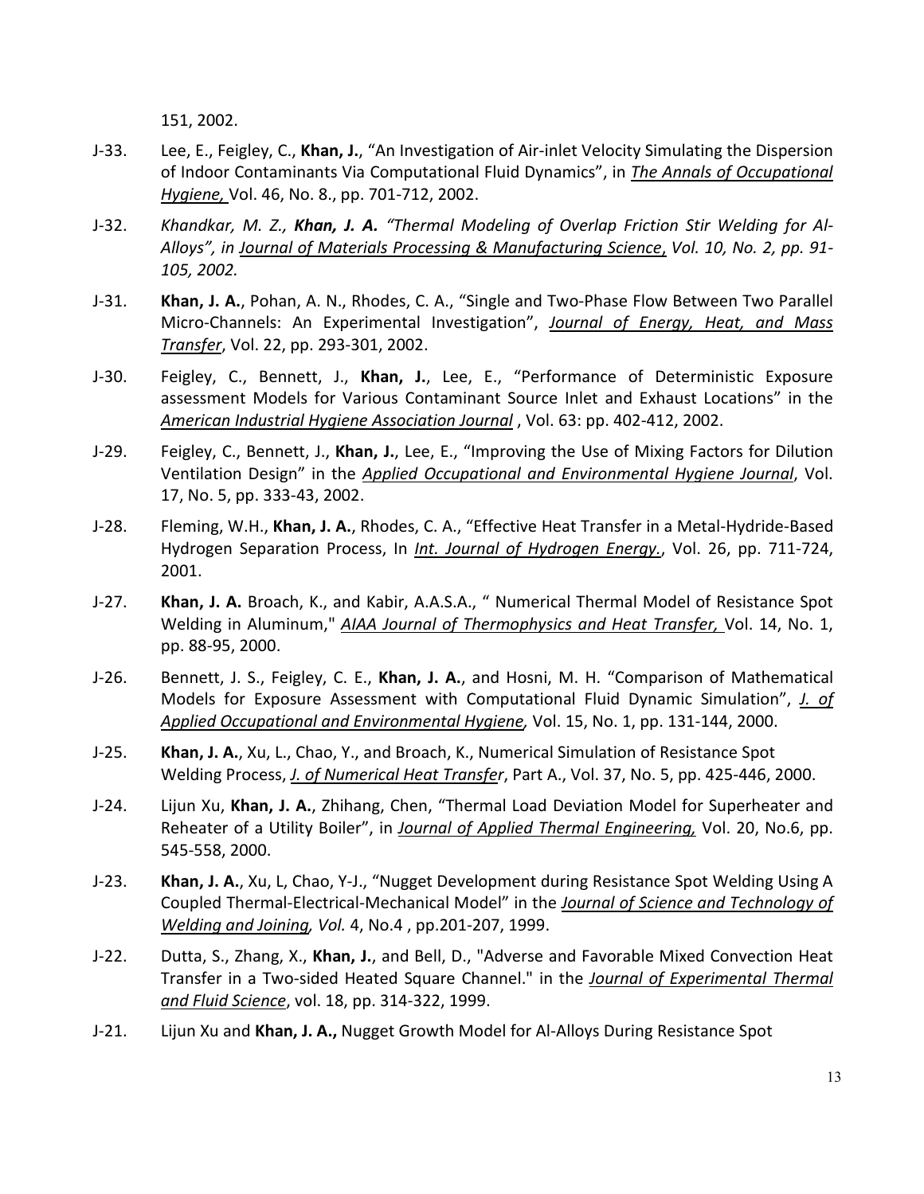151, 2002.

J-33. Lee, E., Feigley, C., **Khan, J.**, "An Investigation of Air-inlet Velocity Simulating the Dispersion of Indoor Contaminants Via Computational Fluid Dynamics", in *The Annals of Occupational Hygiene,* Vol. 46, No. 8., pp. 701-712, 2002.

J-32. *Khandkar, M. Z., **Khan, J. A.** "Thermal Modeling of Overlap Friction Stir Welding for Al-Alloys", in Journal of Materials Processing & Manufacturing Science, Vol. 10, No. 2, pp. 91-105, 2002.*

J-31. **Khan, J. A.**, Pohan, A. N., Rhodes, C. A., "Single and Two-Phase Flow Between Two Parallel Micro-Channels: An Experimental Investigation", *Journal of Energy, Heat, and Mass Transfer*, Vol. 22, pp. 293-301, 2002.

J-30. Feigley, C., Bennett, J., **Khan, J.**, Lee, E., "Performance of Deterministic Exposure assessment Models for Various Contaminant Source Inlet and Exhaust Locations" in the *American Industrial Hygiene Association Journal* , Vol. 63: pp. 402-412, 2002.

J-29. Feigley, C., Bennett, J., **Khan, J.**, Lee, E., "Improving the Use of Mixing Factors for Dilution Ventilation Design" in the *Applied Occupational and Environmental Hygiene Journal*, Vol. 17, No. 5, pp. 333-43, 2002.

J-28. Fleming, W.H., **Khan, J. A.**, Rhodes, C. A., "Effective Heat Transfer in a Metal-Hydride-Based Hydrogen Separation Process, In *Int. Journal of Hydrogen Energy.*, Vol. 26, pp. 711-724, 2001.

J-27. **Khan, J. A.** Broach, K., and Kabir, A.A.S.A., " Numerical Thermal Model of Resistance Spot Welding in Aluminum," *AIAA Journal of Thermophysics and Heat Transfer,* Vol. 14, No. 1, pp. 88-95, 2000.

J-26. Bennett, J. S., Feigley, C. E., **Khan, J. A.**, and Hosni, M. H. "Comparison of Mathematical Models for Exposure Assessment with Computational Fluid Dynamic Simulation", *J. of Applied Occupational and Environmental Hygiene,* Vol. 15, No. 1, pp. 131-144, 2000.

J-25. **Khan, J. A.**, Xu, L., Chao, Y., and Broach, K., Numerical Simulation of Resistance Spot Welding Process, *J. of Numerical Heat Transfer*, Part A., Vol. 37, No. 5, pp. 425-446, 2000.

J-24. Lijun Xu, **Khan, J. A.**, Zhihang, Chen, "Thermal Load Deviation Model for Superheater and Reheater of a Utility Boiler", in *Journal of Applied Thermal Engineering,* Vol. 20, No.6, pp. 545-558, 2000.

J-23. **Khan, J. A.**, Xu, L, Chao, Y-J., "Nugget Development during Resistance Spot Welding Using A Coupled Thermal-Electrical-Mechanical Model" in the *Journal of Science and Technology of Welding and Joining, Vol.* 4, No.4 , pp.201-207, 1999.

J-22. Dutta, S., Zhang, X., **Khan, J.**, and Bell, D., "Adverse and Favorable Mixed Convection Heat Transfer in a Two-sided Heated Square Channel." in the *Journal of Experimental Thermal and Fluid Science*, vol. 18, pp. 314-322, 1999.

J-21. Lijun Xu and **Khan, J. A.,** Nugget Growth Model for Al-Alloys During Resistance Spot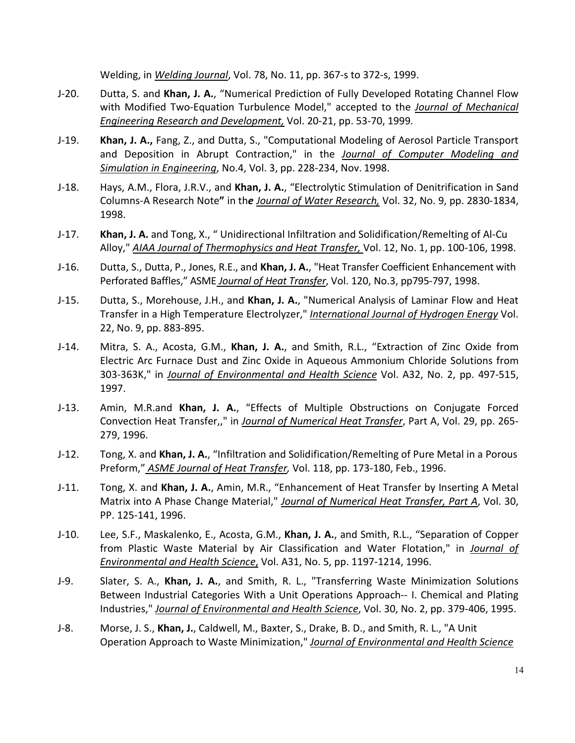Welding, in *Welding Journal*, Vol. 78, No. 11, pp. 367-s to 372-s, 1999.

J-20. Dutta, S. and **Khan, J. A.**, "Numerical Prediction of Fully Developed Rotating Channel Flow with Modified Two-Equation Turbulence Model," accepted to the *Journal of Mechanical Engineering Research and Development,* Vol. 20-21, pp. 53-70, 1999.

J-19. **Khan, J. A.,** Fang, Z., and Dutta, S., "Computational Modeling of Aerosol Particle Transport and Deposition in Abrupt Contraction," in the *Journal of Computer Modeling and Simulation in Engineering*, No.4, Vol. 3, pp. 228-234, Nov. 1998.

J-18. Hays, A.M., Flora, J.R.V., and **Khan, J. A.**, "Electrolytic Stimulation of Denitrification in Sand Columns-A Research Note**"** in th***e*** *Journal of Water Research,* Vol. 32, No. 9, pp. 2830-1834, 1998.

J-17. **Khan, J. A.** and Tong, X., " Unidirectional Infiltration and Solidification/Remelting of Al-Cu Alloy," *AIAA Journal of Thermophysics and Heat Transfer,* Vol. 12, No. 1, pp. 100-106, 1998.

J-16. Dutta, S., Dutta, P., Jones, R.E., and **Khan, J. A.**, "Heat Transfer Coefficient Enhancement with Perforated Baffles," ASME *Journal of Heat Transfer*, Vol. 120, No.3, pp795-797, 1998.

J-15. Dutta, S., Morehouse, J.H., and **Khan, J. A.**, "Numerical Analysis of Laminar Flow and Heat Transfer in a High Temperature Electrolyzer," *International Journal of Hydrogen Energy* Vol. 22, No. 9, pp. 883-895.

J-14. Mitra, S. A., Acosta, G.M., **Khan, J. A.**, and Smith, R.L., "Extraction of Zinc Oxide from Electric Arc Furnace Dust and Zinc Oxide in Aqueous Ammonium Chloride Solutions from 303-363K," in *Journal of Environmental and Health Science* Vol. A32, No. 2, pp. 497-515, 1997.

J-13. Amin, M.R.and **Khan, J. A.**, "Effects of Multiple Obstructions on Conjugate Forced Convection Heat Transfer,," in *Journal of Numerical Heat Transfer*, Part A, Vol. 29, pp. 265-279, 1996.

J-12. Tong, X. and **Khan, J. A.**, "Infiltration and Solidification/Remelting of Pure Metal in a Porous Preform," *ASME Journal of Heat Transfer,* Vol. 118, pp. 173-180, Feb., 1996.

J-11. Tong, X. and **Khan, J. A.**, Amin, M.R., "Enhancement of Heat Transfer by Inserting A Metal Matrix into A Phase Change Material," *Journal of Numerical Heat Transfer, Part A*, Vol. 30, PP. 125-141, 1996.

J-10. Lee, S.F., Maskalenko, E., Acosta, G.M., **Khan, J. A.**, and Smith, R.L., "Separation of Copper from Plastic Waste Material by Air Classification and Water Flotation," in *Journal of Environmental and Health Science*, Vol. A31, No. 5, pp. 1197-1214, 1996.

J-9. Slater, S. A., **Khan, J. A.**, and Smith, R. L., "Transferring Waste Minimization Solutions Between Industrial Categories With a Unit Operations Approach-- I. Chemical and Plating Industries," *Journal of Environmental and Health Science*, Vol. 30, No. 2, pp. 379-406, 1995.

J-8. Morse, J. S., **Khan, J.**, Caldwell, M., Baxter, S., Drake, B. D., and Smith, R. L., "A Unit Operation Approach to Waste Minimization," *Journal of Environmental and Health Science*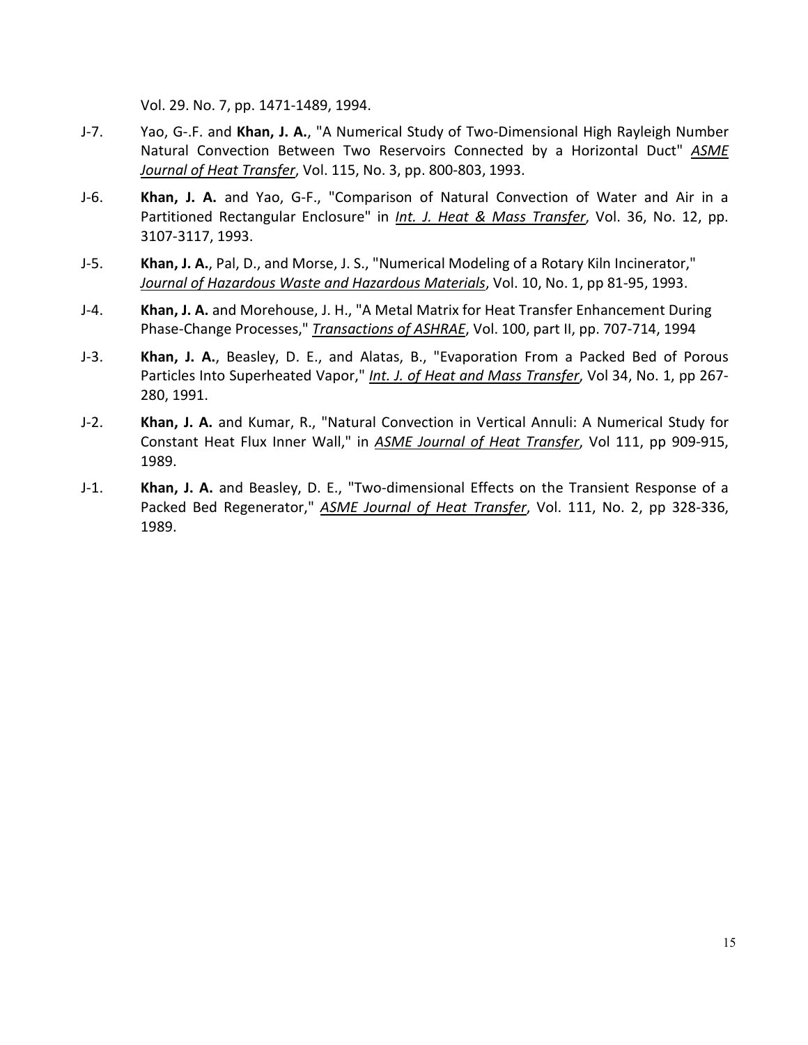Vol. 29. No. 7, pp. 1471-1489, 1994.

J-7. Yao, G-.F. and **Khan, J. A.**, "A Numerical Study of Two-Dimensional High Rayleigh Number Natural Convection Between Two Reservoirs Connected by a Horizontal Duct" *ASME Journal of Heat Transfer*, Vol. 115, No. 3, pp. 800-803, 1993.

J-6. **Khan, J. A.** and Yao, G-F., "Comparison of Natural Convection of Water and Air in a Partitioned Rectangular Enclosure" in *Int. J. Heat & Mass Transfer*, Vol. 36, No. 12, pp. 3107-3117, 1993.

J-5. **Khan, J. A.**, Pal, D., and Morse, J. S., "Numerical Modeling of a Rotary Kiln Incinerator," *Journal of Hazardous Waste and Hazardous Materials*, Vol. 10, No. 1, pp 81-95, 1993.

J-4. **Khan, J. A.** and Morehouse, J. H., "A Metal Matrix for Heat Transfer Enhancement During Phase-Change Processes," *Transactions of ASHRAE*, Vol. 100, part II, pp. 707-714, 1994

J-3. **Khan, J. A.**, Beasley, D. E., and Alatas, B., "Evaporation From a Packed Bed of Porous Particles Into Superheated Vapor," *Int. J. of Heat and Mass Transfer*, Vol 34, No. 1, pp 267-280, 1991.

J-2. **Khan, J. A.** and Kumar, R., "Natural Convection in Vertical Annuli: A Numerical Study for Constant Heat Flux Inner Wall," in *ASME Journal of Heat Transfer*, Vol 111, pp 909-915, 1989.

J-1. **Khan, J. A.** and Beasley, D. E., "Two-dimensional Effects on the Transient Response of a Packed Bed Regenerator," *ASME Journal of Heat Transfer*, Vol. 111, No. 2, pp 328-336, 1989.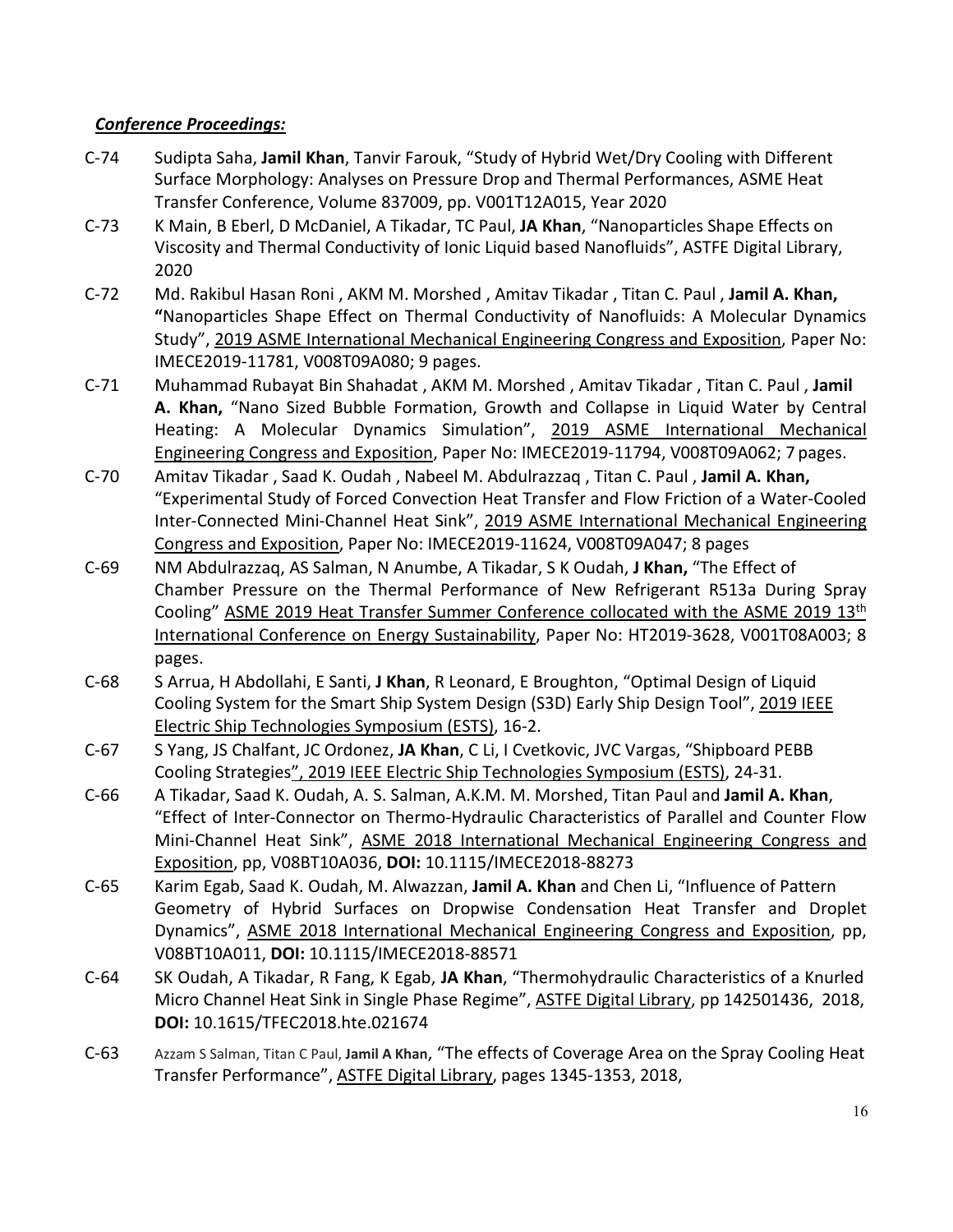***Conference Proceedings:***

C-74 Sudipta Saha, **Jamil Khan**, Tanvir Farouk, "Study of Hybrid Wet/Dry Cooling with Different Surface Morphology: Analyses on Pressure Drop and Thermal Performances, ASME Heat Transfer Conference, Volume 837009, pp. V001T12A015, Year 2020

C-73 K Main, B Eberl, D McDaniel, A Tikadar, TC Paul, **JA Khan**, "Nanoparticles Shape Effects on Viscosity and Thermal Conductivity of Ionic Liquid based Nanofluids", ASTFE Digital Library, 2020

C-72 Md. Rakibul Hasan Roni , AKM M. Morshed , Amitav Tikadar , Titan C. Paul , **Jamil A. Khan, "**Nanoparticles Shape Effect on Thermal Conductivity of Nanofluids: A Molecular Dynamics Study", 2019 ASME International Mechanical Engineering Congress and Exposition, Paper No: IMECE2019-11781, V008T09A080; 9 pages.

C-71 Muhammad Rubayat Bin Shahadat , AKM M. Morshed , Amitav Tikadar , Titan C. Paul , **Jamil A. Khan,** "Nano Sized Bubble Formation, Growth and Collapse in Liquid Water by Central Heating: A Molecular Dynamics Simulation", 2019 ASME International Mechanical Engineering Congress and Exposition, Paper No: IMECE2019-11794, V008T09A062; 7 pages.

C-70 Amitav Tikadar , Saad K. Oudah , Nabeel M. Abdulrazzaq , Titan C. Paul , **Jamil A. Khan,** "Experimental Study of Forced Convection Heat Transfer and Flow Friction of a Water-Cooled Inter-Connected Mini-Channel Heat Sink", 2019 ASME International Mechanical Engineering Congress and Exposition, Paper No: IMECE2019-11624, V008T09A047; 8 pages

C-69 NM Abdulrazzaq, AS Salman, N Anumbe, A Tikadar, S K Oudah, **J Khan,** "The Effect of Chamber Pressure on the Thermal Performance of New Refrigerant R513a During Spray Cooling" ASME 2019 Heat Transfer Summer Conference collocated with the ASME 2019 13th International Conference on Energy Sustainability, Paper No: HT2019-3628, V001T08A003; 8 pages.

C-68 S Arrua, H Abdollahi, E Santi, **J Khan**, R Leonard, E Broughton, "Optimal Design of Liquid Cooling System for the Smart Ship System Design (S3D) Early Ship Design Tool", 2019 IEEE Electric Ship Technologies Symposium (ESTS), 16-2.

C-67 S Yang, JS Chalfant, JC Ordonez, **JA Khan**, C Li, I Cvetkovic, JVC Vargas, "Shipboard PEBB Cooling Strategies", 2019 IEEE Electric Ship Technologies Symposium (ESTS), 24-31.

C-66 A Tikadar, Saad K. Oudah, A. S. Salman, A.K.M. M. Morshed, Titan Paul and **Jamil A. Khan**, "Effect of Inter-Connector on Thermo-Hydraulic Characteristics of Parallel and Counter Flow Mini-Channel Heat Sink", ASME 2018 International Mechanical Engineering Congress and Exposition, pp, V08BT10A036, **DOI:** 10.1115/IMECE2018-88273

C-65 Karim Egab, Saad K. Oudah, M. Alwazzan, **Jamil A. Khan** and Chen Li, "Influence of Pattern Geometry of Hybrid Surfaces on Dropwise Condensation Heat Transfer and Droplet Dynamics", ASME 2018 International Mechanical Engineering Congress and Exposition, pp, V08BT10A011, **DOI:** 10.1115/IMECE2018-88571

C-64 SK Oudah, A Tikadar, R Fang, K Egab, **JA Khan**, "Thermohydraulic Characteristics of a Knurled Micro Channel Heat Sink in Single Phase Regime", ASTFE Digital Library, pp 142501436, 2018, **DOI:** 10.1615/TFEC2018.hte.021674

C-63 Azzam S Salman, Titan C Paul, **Jamil A Khan**, "The effects of Coverage Area on the Spray Cooling Heat Transfer Performance", ASTFE Digital Library, pages 1345-1353, 2018,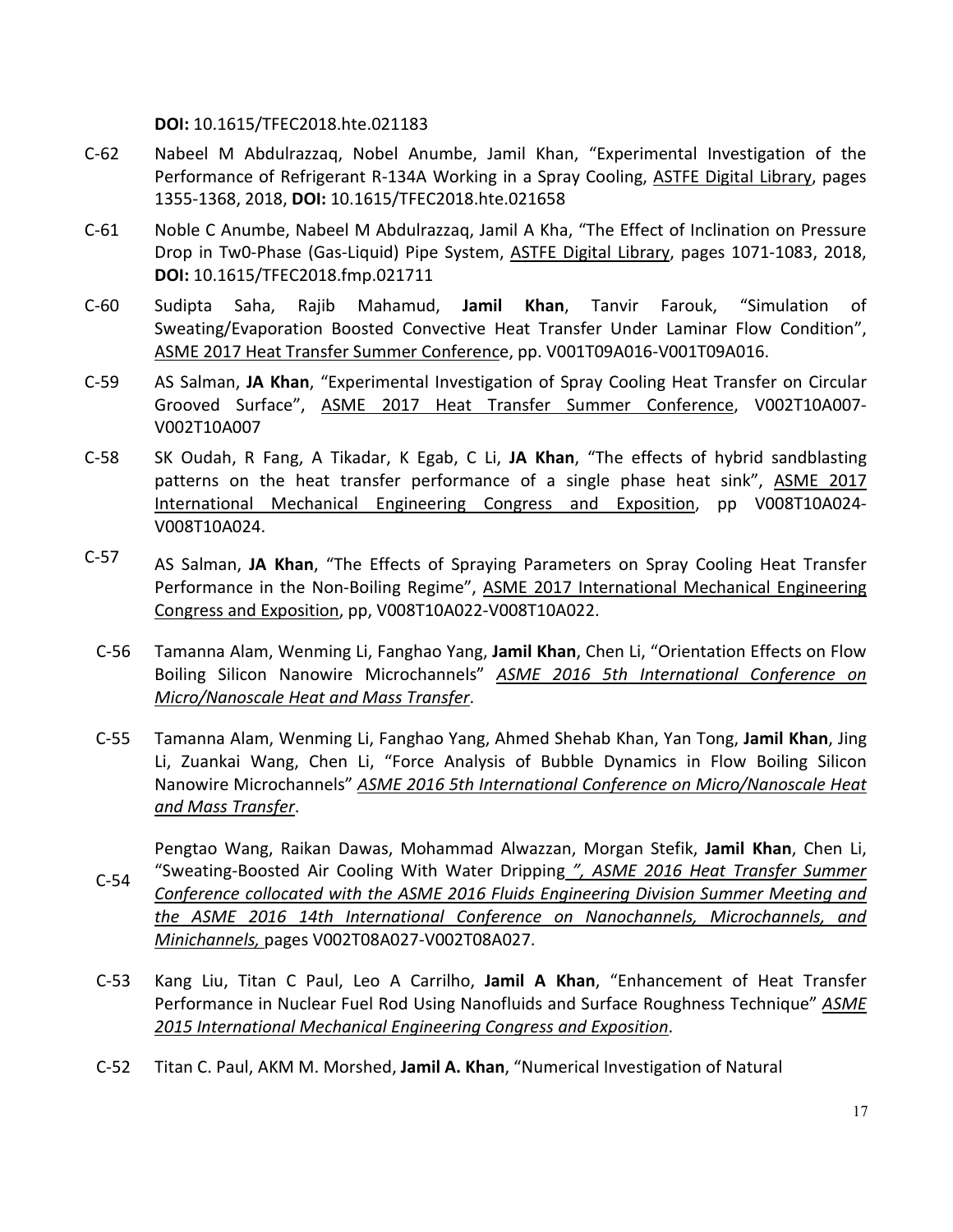**DOI:** 10.1615/TFEC2018.hte.021183

C-62 Nabeel M Abdulrazzaq, Nobel Anumbe, Jamil Khan, "Experimental Investigation of the Performance of Refrigerant R-134A Working in a Spray Cooling, ASTFE Digital Library, pages 1355-1368, 2018, **DOI:** 10.1615/TFEC2018.hte.021658

C-61 Noble C Anumbe, Nabeel M Abdulrazzaq, Jamil A Kha, "The Effect of Inclination on Pressure Drop in Tw0-Phase (Gas-Liquid) Pipe System, ASTFE Digital Library, pages 1071-1083, 2018, **DOI:** 10.1615/TFEC2018.fmp.021711

C-60 Sudipta Saha, Rajib Mahamud, **Jamil Khan**, Tanvir Farouk, "Simulation of Sweating/Evaporation Boosted Convective Heat Transfer Under Laminar Flow Condition", ASME 2017 Heat Transfer Summer Conference, pp. V001T09A016-V001T09A016.

C-59 AS Salman, **JA Khan**, "Experimental Investigation of Spray Cooling Heat Transfer on Circular Grooved Surface", ASME 2017 Heat Transfer Summer Conference, V002T10A007-V002T10A007

C-58 SK Oudah, R Fang, A Tikadar, K Egab, C Li, **JA Khan**, "The effects of hybrid sandblasting patterns on the heat transfer performance of a single phase heat sink", ASME 2017 International Mechanical Engineering Congress and Exposition, pp V008T10A024-V008T10A024.

C-57 AS Salman, **JA Khan**, "The Effects of Spraying Parameters on Spray Cooling Heat Transfer Performance in the Non-Boiling Regime", ASME 2017 International Mechanical Engineering Congress and Exposition, pp, V008T10A022-V008T10A022.

C-56 Tamanna Alam, Wenming Li, Fanghao Yang, **Jamil Khan**, Chen Li, "Orientation Effects on Flow Boiling Silicon Nanowire Microchannels" *ASME 2016 5th International Conference on Micro/Nanoscale Heat and Mass Transfer*.

C-55 Tamanna Alam, Wenming Li, Fanghao Yang, Ahmed Shehab Khan, Yan Tong, **Jamil Khan**, Jing Li, Zuankai Wang, Chen Li, "Force Analysis of Bubble Dynamics in Flow Boiling Silicon Nanowire Microchannels" *ASME 2016 5th International Conference on Micro/Nanoscale Heat and Mass Transfer*.

C-54 Pengtao Wang, Raikan Dawas, Mohammad Alwazzan, Morgan Stefik, **Jamil Khan**, Chen Li, "Sweating-Boosted Air Cooling With Water Dripping*", ASME 2016 Heat Transfer Summer Conference collocated with the ASME 2016 Fluids Engineering Division Summer Meeting and the ASME 2016 14th International Conference on Nanochannels, Microchannels, and Minichannels,* pages V002T08A027-V002T08A027.

C-53 Kang Liu, Titan C Paul, Leo A Carrilho, **Jamil A Khan**, "Enhancement of Heat Transfer Performance in Nuclear Fuel Rod Using Nanofluids and Surface Roughness Technique" *ASME 2015 International Mechanical Engineering Congress and Exposition*.

C-52 Titan C. Paul, AKM M. Morshed, **Jamil A. Khan**, "Numerical Investigation of Natural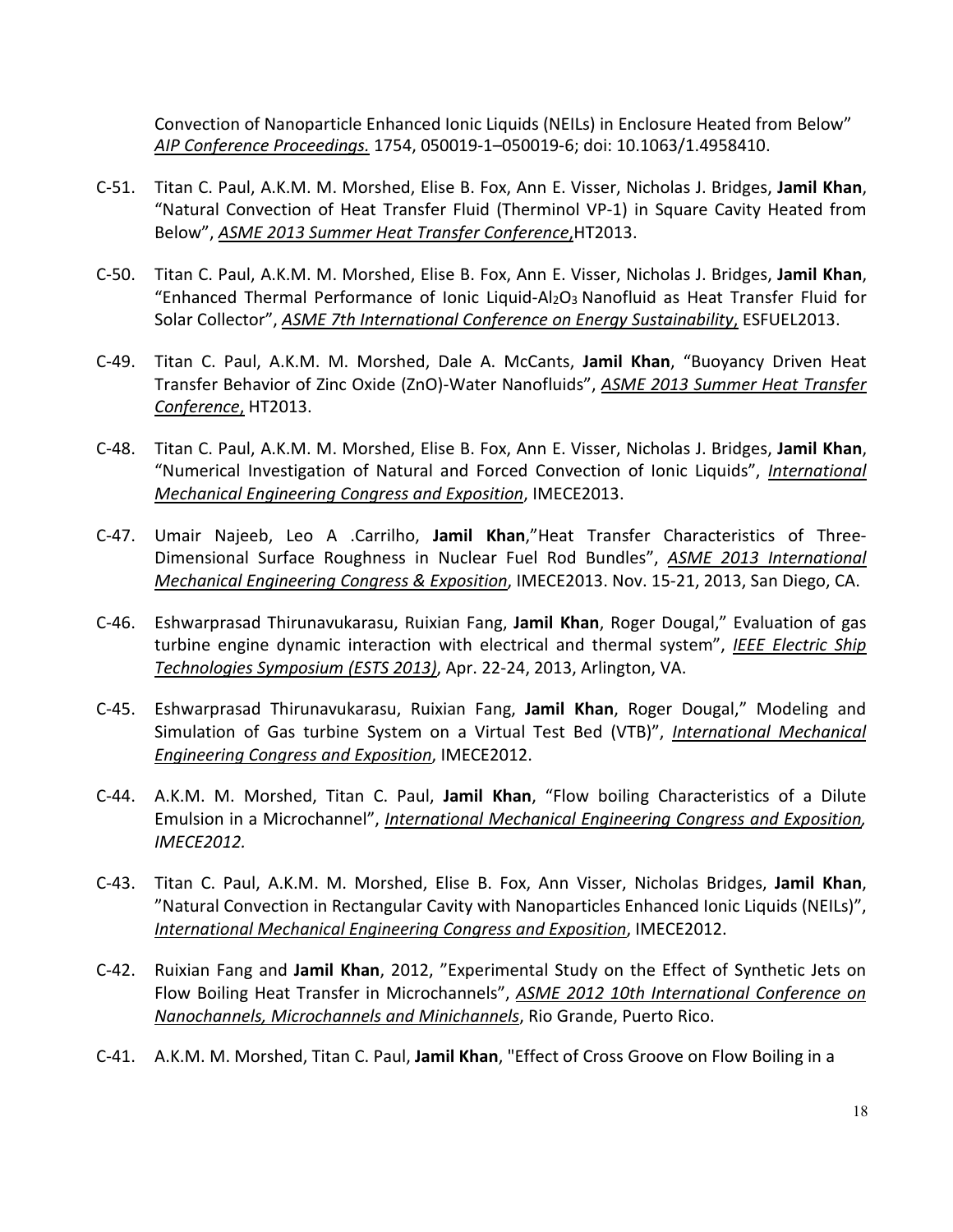Convection of Nanoparticle Enhanced Ionic Liquids (NEILs) in Enclosure Heated from Below" *AIP Conference Proceedings.* 1754, 050019-1–050019-6; doi: 10.1063/1.4958410.

C-51. Titan C. Paul, A.K.M. M. Morshed, Elise B. Fox, Ann E. Visser, Nicholas J. Bridges, **Jamil Khan**, "Natural Convection of Heat Transfer Fluid (Therminol VP-1) in Square Cavity Heated from Below", *ASME 2013 Summer Heat Transfer Conference*,HT2013.

C-50. Titan C. Paul, A.K.M. M. Morshed, Elise B. Fox, Ann E. Visser, Nicholas J. Bridges, **Jamil Khan**, "Enhanced Thermal Performance of Ionic Liquid-$Al_2O_3$ Nanofluid as Heat Transfer Fluid for Solar Collector", *ASME 7th International Conference on Energy Sustainability*, ESFUEL2013.

C-49. Titan C. Paul, A.K.M. M. Morshed, Dale A. McCants, **Jamil Khan**, "Buoyancy Driven Heat Transfer Behavior of Zinc Oxide (ZnO)-Water Nanofluids", *ASME 2013 Summer Heat Transfer Conference*, HT2013.

C-48. Titan C. Paul, A.K.M. M. Morshed, Elise B. Fox, Ann E. Visser, Nicholas J. Bridges, **Jamil Khan**, "Numerical Investigation of Natural and Forced Convection of Ionic Liquids", *International Mechanical Engineering Congress and Exposition*, IMECE2013.

C-47. Umair Najeeb, Leo A .Carrilho, **Jamil Khan**,"Heat Transfer Characteristics of Three-Dimensional Surface Roughness in Nuclear Fuel Rod Bundles", *ASME 2013 International Mechanical Engineering Congress & Exposition*, IMECE2013. Nov. 15-21, 2013, San Diego, CA.

C-46. Eshwarprasad Thirunavukarasu, Ruixian Fang, **Jamil Khan**, Roger Dougal," Evaluation of gas turbine engine dynamic interaction with electrical and thermal system", *IEEE Electric Ship Technologies Symposium (ESTS 2013)*, Apr. 22-24, 2013, Arlington, VA.

C-45. Eshwarprasad Thirunavukarasu, Ruixian Fang, **Jamil Khan**, Roger Dougal," Modeling and Simulation of Gas turbine System on a Virtual Test Bed (VTB)", *International Mechanical Engineering Congress and Exposition*, IMECE2012.

C-44. A.K.M. M. Morshed, Titan C. Paul, **Jamil Khan**, "Flow boiling Characteristics of a Dilute Emulsion in a Microchannel", *International Mechanical Engineering Congress and Exposition, IMECE2012.*

C-43. Titan C. Paul, A.K.M. M. Morshed, Elise B. Fox, Ann Visser, Nicholas Bridges, **Jamil Khan**, "Natural Convection in Rectangular Cavity with Nanoparticles Enhanced Ionic Liquids (NEILs)", *International Mechanical Engineering Congress and Exposition*, IMECE2012.

C-42. Ruixian Fang and **Jamil Khan**, 2012, "Experimental Study on the Effect of Synthetic Jets on Flow Boiling Heat Transfer in Microchannels", *ASME 2012 10th International Conference on Nanochannels, Microchannels and Minichannels*, Rio Grande, Puerto Rico.

C-41. A.K.M. M. Morshed, Titan C. Paul, **Jamil Khan**, "Effect of Cross Groove on Flow Boiling in a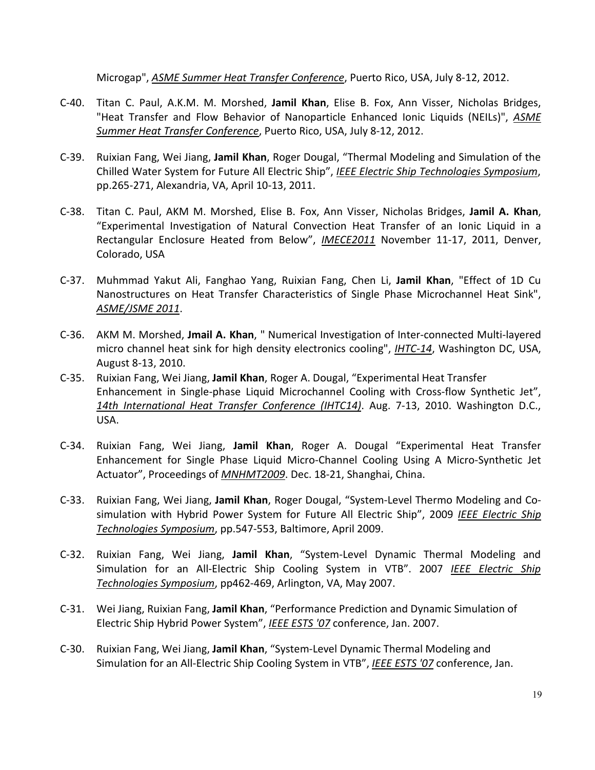Microgap", *ASME Summer Heat Transfer Conference*, Puerto Rico, USA, July 8-12, 2012.

C-40. Titan C. Paul, A.K.M. M. Morshed, **Jamil Khan**, Elise B. Fox, Ann Visser, Nicholas Bridges, "Heat Transfer and Flow Behavior of Nanoparticle Enhanced Ionic Liquids (NEILs)", *ASME Summer Heat Transfer Conference*, Puerto Rico, USA, July 8-12, 2012.

C-39. Ruixian Fang, Wei Jiang, **Jamil Khan**, Roger Dougal, "Thermal Modeling and Simulation of the Chilled Water System for Future All Electric Ship", *IEEE Electric Ship Technologies Symposium*, pp.265-271, Alexandria, VA, April 10-13, 2011.

C-38. Titan C. Paul, AKM M. Morshed, Elise B. Fox, Ann Visser, Nicholas Bridges, **Jamil A. Khan**, "Experimental Investigation of Natural Convection Heat Transfer of an Ionic Liquid in a Rectangular Enclosure Heated from Below", *IMECE2011* November 11-17, 2011, Denver, Colorado, USA

C-37. Muhmmad Yakut Ali, Fanghao Yang, Ruixian Fang, Chen Li, **Jamil Khan**, "Effect of 1D Cu Nanostructures on Heat Transfer Characteristics of Single Phase Microchannel Heat Sink", *ASME/JSME 2011*.

C-36. AKM M. Morshed, **Jmail A. Khan**, " Numerical Investigation of Inter-connected Multi-layered micro channel heat sink for high density electronics cooling", *IHTC-14*, Washington DC, USA, August 8-13, 2010.

C-35. Ruixian Fang, Wei Jiang, **Jamil Khan**, Roger A. Dougal, "Experimental Heat Transfer Enhancement in Single-phase Liquid Microchannel Cooling with Cross-flow Synthetic Jet", *14th International Heat Transfer Conference (IHTC14)*. Aug. 7-13, 2010. Washington D.C., USA.

C-34. Ruixian Fang, Wei Jiang, **Jamil Khan**, Roger A. Dougal "Experimental Heat Transfer Enhancement for Single Phase Liquid Micro-Channel Cooling Using A Micro-Synthetic Jet Actuator", Proceedings of *MNHMT2009*. Dec. 18-21, Shanghai, China.

C-33. Ruixian Fang, Wei Jiang, **Jamil Khan**, Roger Dougal, "System-Level Thermo Modeling and Co-simulation with Hybrid Power System for Future All Electric Ship", 2009 *IEEE Electric Ship Technologies Symposium*, pp.547-553, Baltimore, April 2009.

C-32. Ruixian Fang, Wei Jiang, **Jamil Khan**, "System-Level Dynamic Thermal Modeling and Simulation for an All-Electric Ship Cooling System in VTB". 2007 *IEEE Electric Ship Technologies Symposium*, pp462-469, Arlington, VA, May 2007.

C-31. Wei Jiang, Ruixian Fang, **Jamil Khan**, "Performance Prediction and Dynamic Simulation of Electric Ship Hybrid Power System", *IEEE ESTS '07* conference, Jan. 2007.

C-30. Ruixian Fang, Wei Jiang, **Jamil Khan**, "System-Level Dynamic Thermal Modeling and Simulation for an All-Electric Ship Cooling System in VTB", *IEEE ESTS '07* conference, Jan.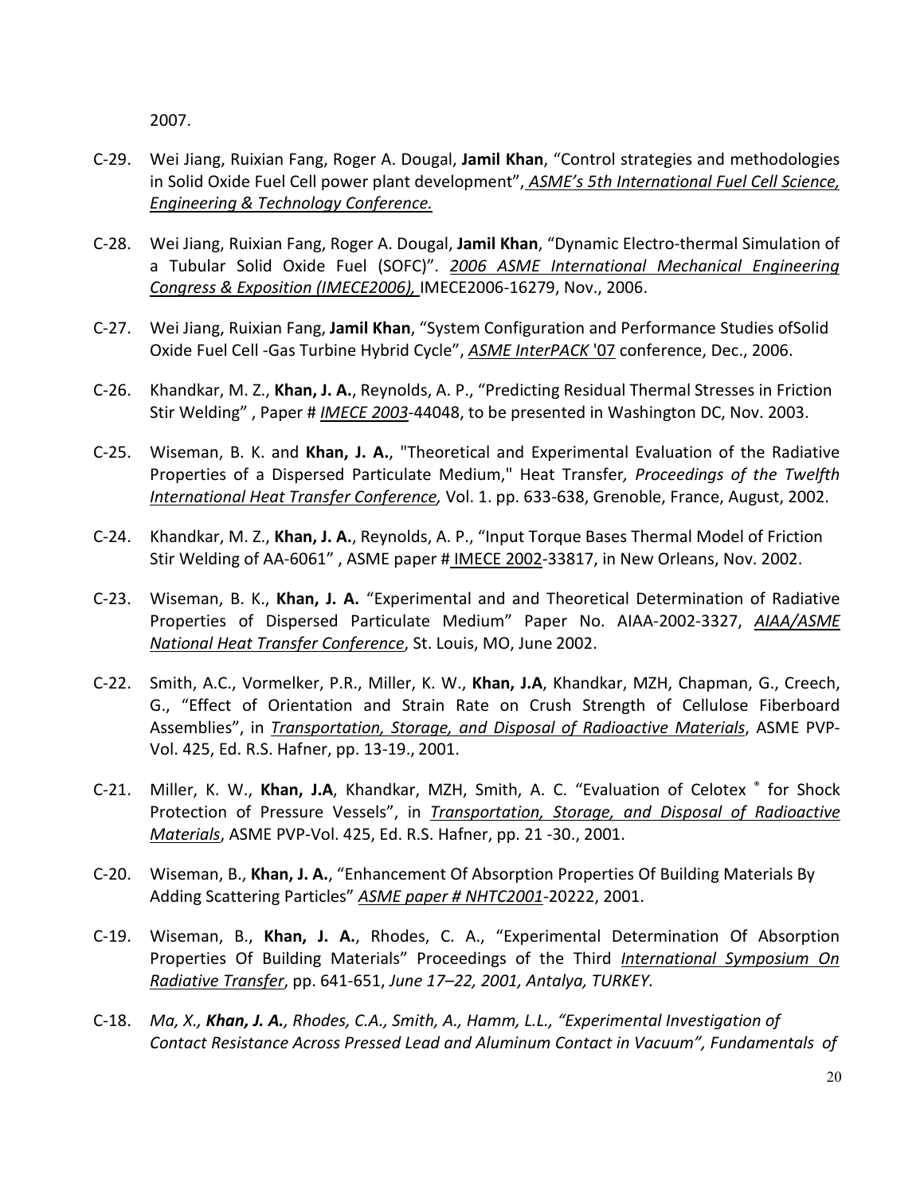2007.

C-29. Wei Jiang, Ruixian Fang, Roger A. Dougal, **Jamil Khan**, "Control strategies and methodologies in Solid Oxide Fuel Cell power plant development", *ASME's 5th International Fuel Cell Science, Engineering & Technology Conference.*

C-28. Wei Jiang, Ruixian Fang, Roger A. Dougal, **Jamil Khan**, "Dynamic Electro-thermal Simulation of a Tubular Solid Oxide Fuel (SOFC)". *2006 ASME International Mechanical Engineering Congress & Exposition (IMECE2006),* IMECE2006-16279, Nov., 2006.

C-27. Wei Jiang, Ruixian Fang, **Jamil Khan**, "System Configuration and Performance Studies ofSolid Oxide Fuel Cell -Gas Turbine Hybrid Cycle", *ASME InterPACK* '07 conference, Dec., 2006.

C-26. Khandkar, M. Z., **Khan, J. A.**, Reynolds, A. P., "Predicting Residual Thermal Stresses in Friction Stir Welding" , Paper # *IMECE 2003*-44048, to be presented in Washington DC, Nov. 2003.

C-25. Wiseman, B. K. and **Khan, J. A.**, "Theoretical and Experimental Evaluation of the Radiative Properties of a Dispersed Particulate Medium," Heat Transfer*, Proceedings of the Twelfth International Heat Transfer Conference,* Vol. 1. pp. 633-638, Grenoble, France, August, 2002.

C-24. Khandkar, M. Z., **Khan, J. A.**, Reynolds, A. P., "Input Torque Bases Thermal Model of Friction Stir Welding of AA-6061" , ASME paper # IMECE 2002-33817, in New Orleans, Nov. 2002.

C-23. Wiseman, B. K., **Khan, J. A.** "Experimental and and Theoretical Determination of Radiative Properties of Dispersed Particulate Medium" Paper No. AIAA-2002-3327, *AIAA/ASME National Heat Transfer Conference*, St. Louis, MO, June 2002.

C-22. Smith, A.C., Vormelker, P.R., Miller, K. W., **Khan, J.A**, Khandkar, MZH, Chapman, G., Creech, G., "Effect of Orientation and Strain Rate on Crush Strength of Cellulose Fiberboard Assemblies", in *Transportation, Storage, and Disposal of Radioactive Materials*, ASME PVP-Vol. 425, Ed. R.S. Hafner, pp. 13-19., 2001.

C-21. Miller, K. W., **Khan, J.A**, Khandkar, MZH, Smith, A. C. "Evaluation of Celotex ® for Shock Protection of Pressure Vessels", in *Transportation, Storage, and Disposal of Radioactive Materials*, ASME PVP-Vol. 425, Ed. R.S. Hafner, pp. 21 -30., 2001.

C-20. Wiseman, B., **Khan, J. A.**, "Enhancement Of Absorption Properties Of Building Materials By Adding Scattering Particles" *ASME paper # NHTC2001*-20222, 2001.

C-19. Wiseman, B., **Khan, J. A.**, Rhodes, C. A., "Experimental Determination Of Absorption Properties Of Building Materials" Proceedings of the Third *International Symposium On Radiative Transfer*, pp. 641-651, *June 17–22, 2001, Antalya, TURKEY.*

C-18. *Ma, X., **Khan, J. A.**, Rhodes, C.A., Smith, A., Hamm, L.L., "Experimental Investigation of Contact Resistance Across Pressed Lead and Aluminum Contact in Vacuum", Fundamentals of*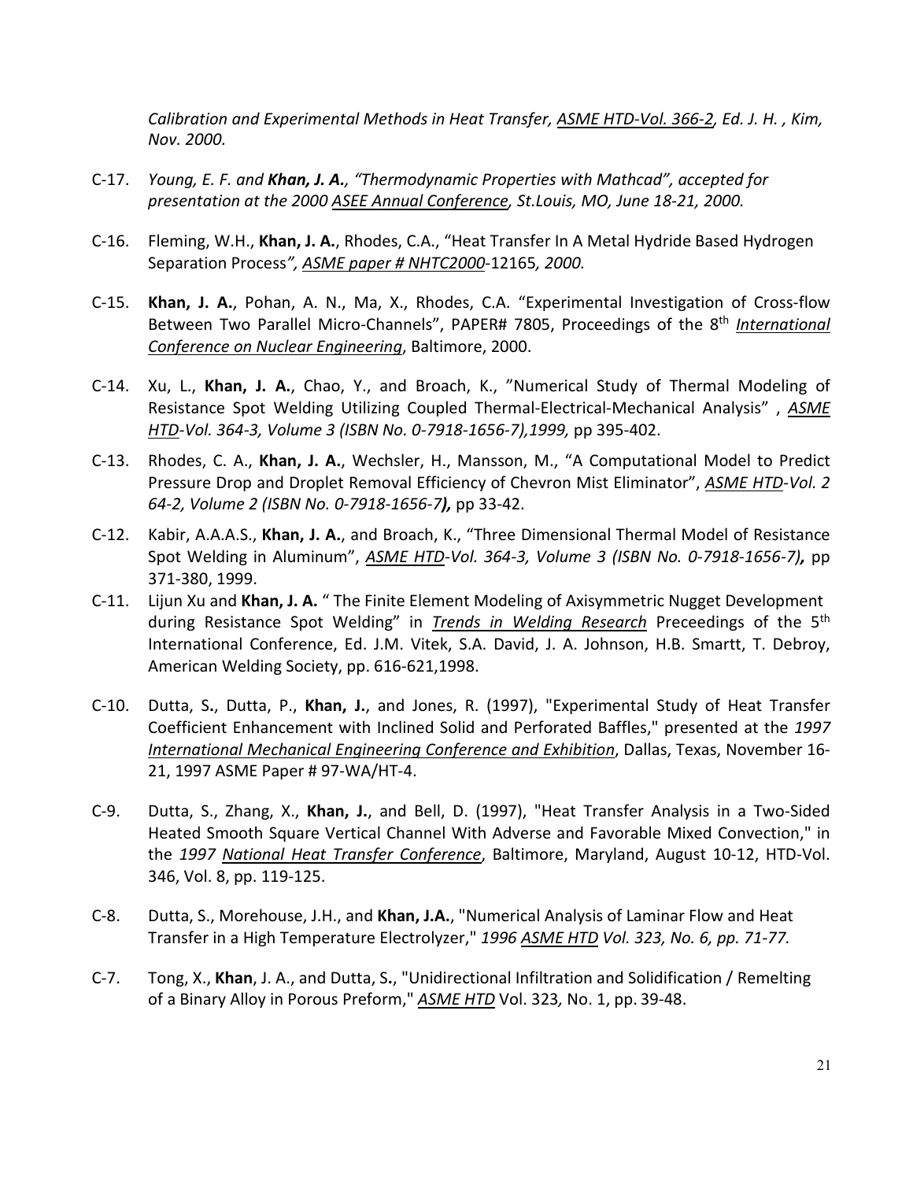*Calibration and Experimental Methods in Heat Transfer, ASME HTD-Vol. 366-2, Ed. J. H. , Kim, Nov. 2000.*

C-17. *Young, E. F. and* ***Khan, J. A.****, "Thermodynamic Properties with Mathcad", accepted for presentation at the 2000 ASEE Annual Conference, St.Louis, MO, June 18-21, 2000.*

C-16. Fleming, W.H., **Khan, J. A.**, Rhodes, C.A., "Heat Transfer In A Metal Hydride Based Hydrogen Separation Process*", ASME paper # NHTC2000*-12165*, 2000.*

C-15. **Khan, J. A.**, Pohan, A. N., Ma, X., Rhodes, C.A. "Experimental Investigation of Cross-flow Between Two Parallel Micro-Channels", PAPER# 7805, Proceedings of the 8th *International Conference on Nuclear Engineering*, Baltimore, 2000.

C-14. Xu, L., **Khan, J. A.**, Chao, Y., and Broach, K., "Numerical Study of Thermal Modeling of Resistance Spot Welding Utilizing Coupled Thermal-Electrical-Mechanical Analysis" , *ASME HTD-Vol. 364-3, Volume 3 (ISBN No. 0-7918-1656-7),1999,* pp 395-402.

C-13. Rhodes, C. A., **Khan, J. A.**, Wechsler, H., Mansson, M., "A Computational Model to Predict Pressure Drop and Droplet Removal Efficiency of Chevron Mist Eliminator", *ASME HTD-Vol. 2 64-2, Volume 2 (ISBN No. 0-7918-1656-7)****,*** pp 33-42.

C-12. Kabir, A.A.A.S., **Khan, J. A.**, and Broach, K., "Three Dimensional Thermal Model of Resistance Spot Welding in Aluminum", *ASME HTD-Vol. 364-3, Volume 3 (ISBN No. 0-7918-1656-7)****,*** pp 371-380, 1999.

C-11. Lijun Xu and **Khan, J. A.** " The Finite Element Modeling of Axisymmetric Nugget Development during Resistance Spot Welding" in ***Trends in Welding Research*** Preceedings of the 5th International Conference, Ed. J.M. Vitek, S.A. David, J. A. Johnson, H.B. Smartt, T. Debroy, American Welding Society, pp. 616-621,1998.

C-10. Dutta, S**.**, Dutta, P., **Khan, J.**, and Jones, R. (1997), "Experimental Study of Heat Transfer Coefficient Enhancement with Inclined Solid and Perforated Baffles," presented at the *1997 International Mechanical Engineering Conference and Exhibition*, Dallas, Texas, November 16-21, 1997 ASME Paper # 97-WA/HT-4.

C-9. Dutta, S., Zhang, X., **Khan, J.**, and Bell, D. (1997), "Heat Transfer Analysis in a Two-Sided Heated Smooth Square Vertical Channel With Adverse and Favorable Mixed Convection," in the *1997 National Heat Transfer Conference*, Baltimore, Maryland, August 10-12, HTD-Vol. 346, Vol. 8, pp. 119-125.

C-8. Dutta, S., Morehouse, J.H., and **Khan, J.A.**, "Numerical Analysis of Laminar Flow and Heat Transfer in a High Temperature Electrolyzer," *1996 ASME HTD Vol. 323, No. 6, pp. 71-77.*

C-7. Tong, X., **Khan**, J. A., and Dutta, S**.**, "Unidirectional Infiltration and Solidification / Remelting of a Binary Alloy in Porous Preform," *ASME HTD* Vol. 323*,* No. 1, pp. 39-48.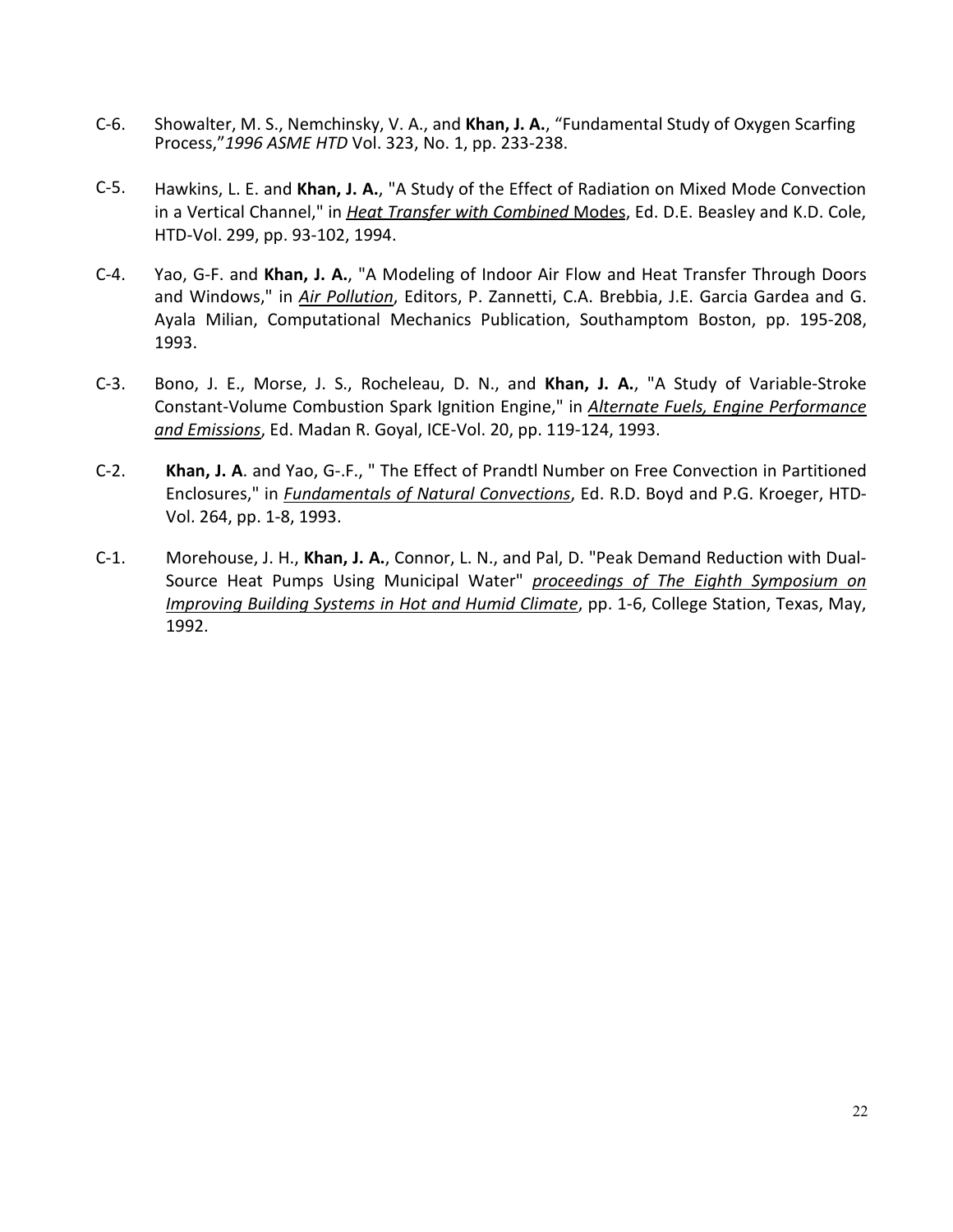C-6. Showalter, M. S., Nemchinsky, V. A., and **Khan, J. A.**, "Fundamental Study of Oxygen Scarfing Process,"*1996 ASME HTD* Vol. 323, No. 1, pp. 233-238.

C-5. Hawkins, L. E. and **Khan, J. A.**, "A Study of the Effect of Radiation on Mixed Mode Convection in a Vertical Channel," in ***Heat Transfer with Combined*** Modes, Ed. D.E. Beasley and K.D. Cole, HTD-Vol. 299, pp. 93-102, 1994.

C-4. Yao, G-F. and **Khan, J. A.**, "A Modeling of Indoor Air Flow and Heat Transfer Through Doors and Windows," in ***Air Pollution***, Editors, P. Zannetti, C.A. Brebbia, J.E. Garcia Gardea and G. Ayala Milian, Computational Mechanics Publication, Southamptom Boston, pp. 195-208, 1993.

C-3. Bono, J. E., Morse, J. S., Rocheleau, D. N., and **Khan, J. A.**, "A Study of Variable-Stroke Constant-Volume Combustion Spark Ignition Engine," in ***Alternate Fuels, Engine Performance and Emissions***, Ed. Madan R. Goyal, ICE-Vol. 20, pp. 119-124, 1993.

C-2. **Khan, J. A**. and Yao, G-.F., " The Effect of Prandtl Number on Free Convection in Partitioned Enclosures," in ***Fundamentals of Natural Convections***, Ed. R.D. Boyd and P.G. Kroeger, HTD-Vol. 264, pp. 1-8, 1993.

C-1. Morehouse, J. H., **Khan, J. A.**, Connor, L. N., and Pal, D. "Peak Demand Reduction with Dual-Source Heat Pumps Using Municipal Water" ***proceedings of The Eighth Symposium on Improving Building Systems in Hot and Humid Climate***, pp. 1-6, College Station, Texas, May, 1992.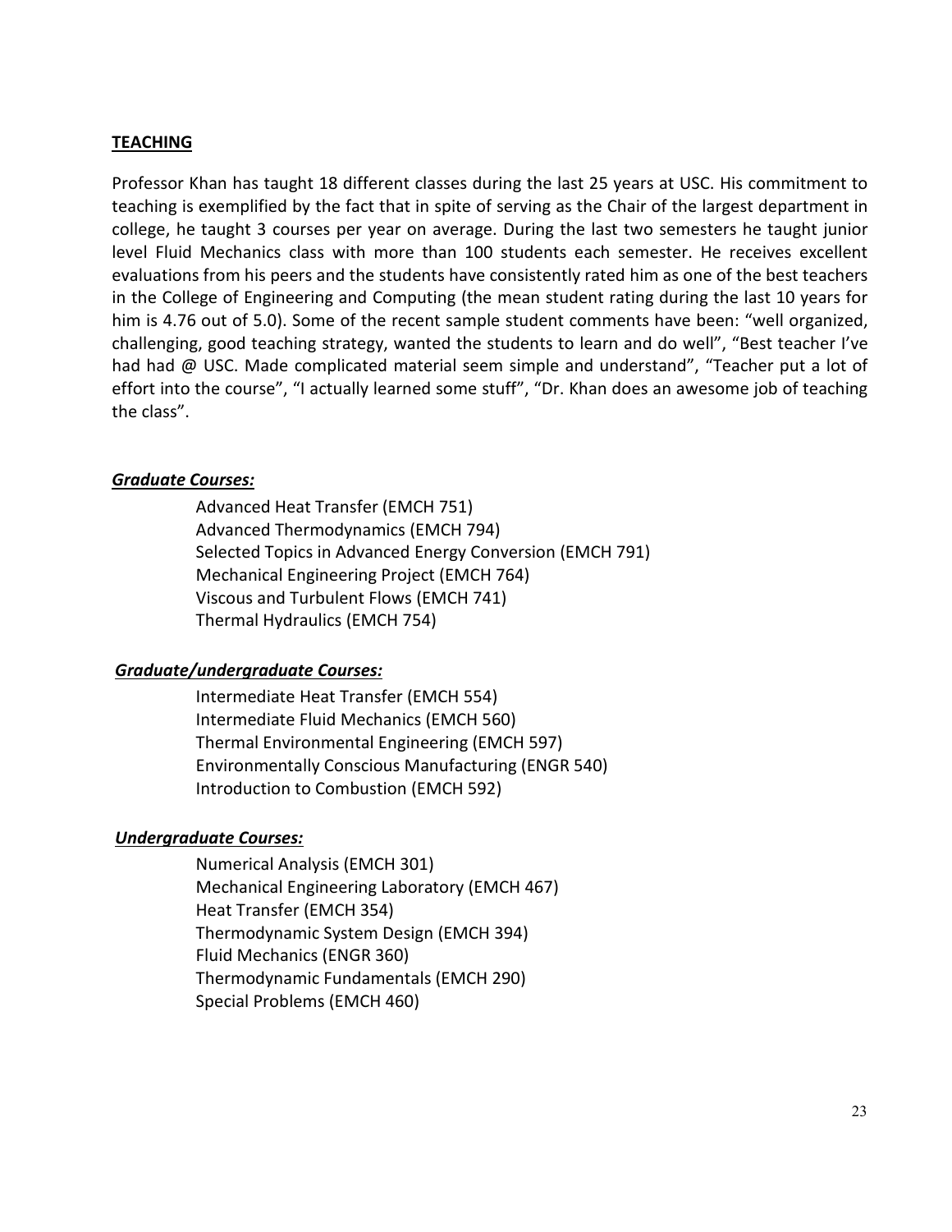## TEACHING

Professor Khan has taught 18 different classes during the last 25 years at USC. His commitment to teaching is exemplified by the fact that in spite of serving as the Chair of the largest department in college, he taught 3 courses per year on average. During the last two semesters he taught junior level Fluid Mechanics class with more than 100 students each semester. He receives excellent evaluations from his peers and the students have consistently rated him as one of the best teachers in the College of Engineering and Computing (the mean student rating during the last 10 years for him is 4.76 out of 5.0). Some of the recent sample student comments have been: "well organized, challenging, good teaching strategy, wanted the students to learn and do well", "Best teacher I've had had @ USC. Made complicated material seem simple and understand", "Teacher put a lot of effort into the course", "I actually learned some stuff", "Dr. Khan does an awesome job of teaching the class".

***Graduate Courses:***

Advanced Heat Transfer (EMCH 751)
Advanced Thermodynamics (EMCH 794)
Selected Topics in Advanced Energy Conversion (EMCH 791)
Mechanical Engineering Project (EMCH 764)
Viscous and Turbulent Flows (EMCH 741)
Thermal Hydraulics (EMCH 754)

***Graduate/undergraduate Courses:***

Intermediate Heat Transfer (EMCH 554)
Intermediate Fluid Mechanics (EMCH 560)
Thermal Environmental Engineering (EMCH 597)
Environmentally Conscious Manufacturing (ENGR 540)
Introduction to Combustion (EMCH 592)

***Undergraduate Courses:***

Numerical Analysis (EMCH 301)
Mechanical Engineering Laboratory (EMCH 467)
Heat Transfer (EMCH 354)
Thermodynamic System Design (EMCH 394)
Fluid Mechanics (ENGR 360)
Thermodynamic Fundamentals (EMCH 290)
Special Problems (EMCH 460)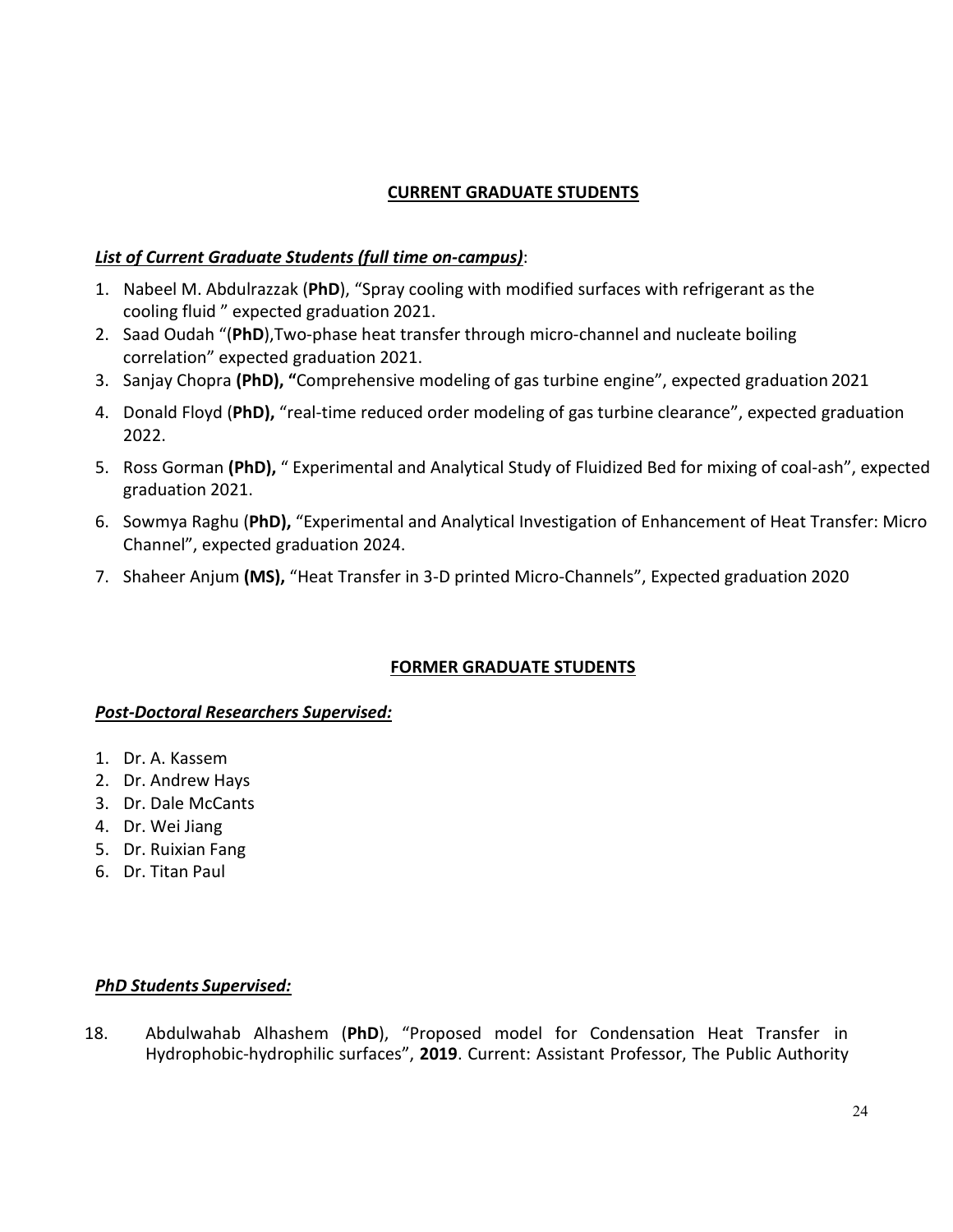## CURRENT GRADUATE STUDENTS

***List of Current Graduate Students (full time on-campus)***:

1. Nabeel M. Abdulrazzak (**PhD**), "Spray cooling with modified surfaces with refrigerant as the cooling fluid " expected graduation 2021.
2. Saad Oudah "(**PhD**),Two-phase heat transfer through micro-channel and nucleate boiling correlation" expected graduation 2021.
3. Sanjay Chopra **(PhD), "**Comprehensive modeling of gas turbine engine", expected graduation 2021
4. Donald Floyd (**PhD),** "real-time reduced order modeling of gas turbine clearance", expected graduation 2022.
5. Ross Gorman **(PhD),** " Experimental and Analytical Study of Fluidized Bed for mixing of coal-ash", expected graduation 2021.
6. Sowmya Raghu (**PhD),** "Experimental and Analytical Investigation of Enhancement of Heat Transfer: Micro Channel", expected graduation 2024.
7. Shaheer Anjum **(MS),** "Heat Transfer in 3-D printed Micro-Channels", Expected graduation 2020

## FORMER GRADUATE STUDENTS

***Post-Doctoral Researchers Supervised:***

1. Dr. A. Kassem
2. Dr. Andrew Hays
3. Dr. Dale McCants
4. Dr. Wei Jiang
5. Dr. Ruixian Fang
6. Dr. Titan Paul

***PhD Students Supervised:***

18. Abdulwahab Alhashem (**PhD**), "Proposed model for Condensation Heat Transfer in Hydrophobic-hydrophilic surfaces", **2019**. Current: Assistant Professor, The Public Authority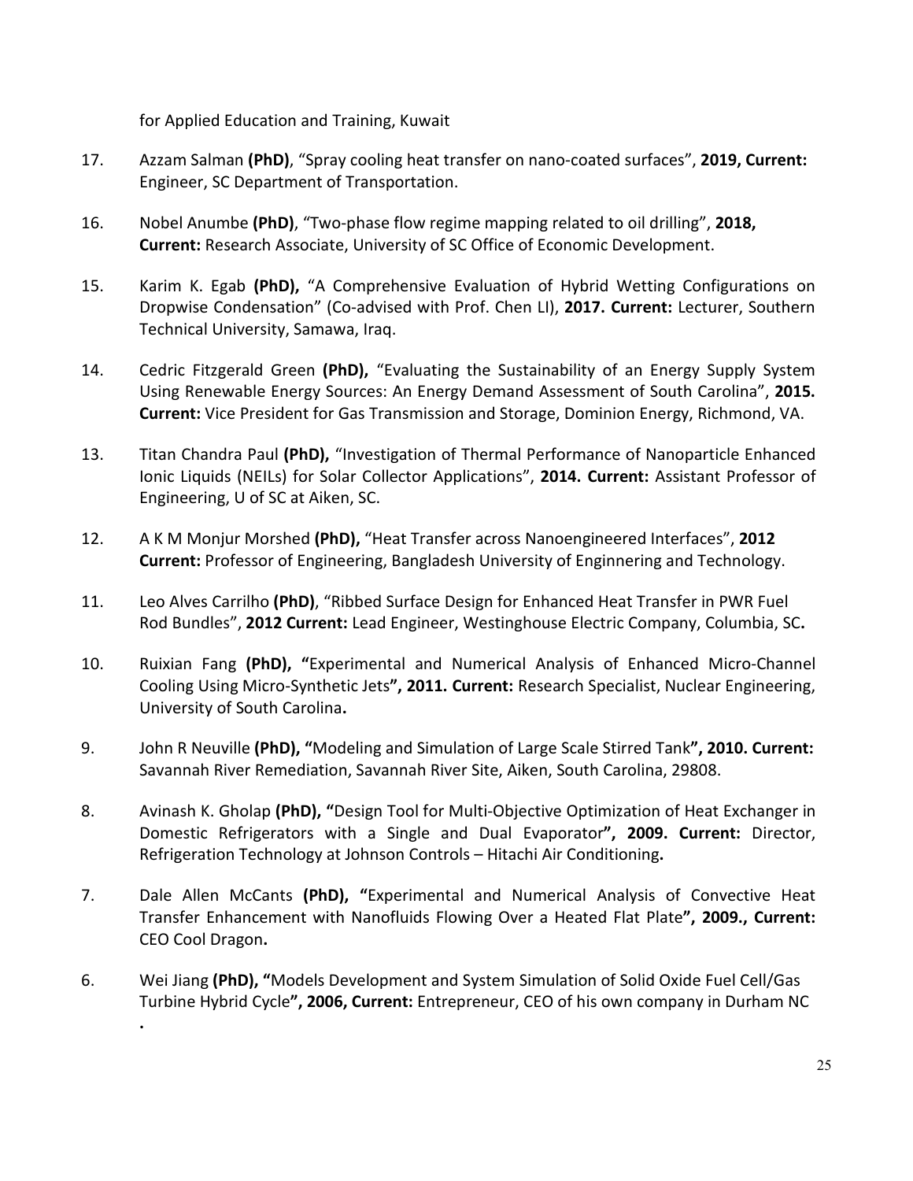for Applied Education and Training, Kuwait

17. Azzam Salman **(PhD)**, "Spray cooling heat transfer on nano-coated surfaces", **2019, Current:** Engineer, SC Department of Transportation.

16. Nobel Anumbe **(PhD)**, "Two-phase flow regime mapping related to oil drilling", **2018, Current:** Research Associate, University of SC Office of Economic Development.

15. Karim K. Egab **(PhD),** "A Comprehensive Evaluation of Hybrid Wetting Configurations on Dropwise Condensation" (Co-advised with Prof. Chen LI), **2017. Current:** Lecturer, Southern Technical University, Samawa, Iraq.

14. Cedric Fitzgerald Green **(PhD),** "Evaluating the Sustainability of an Energy Supply System Using Renewable Energy Sources: An Energy Demand Assessment of South Carolina", **2015. Current:** Vice President for Gas Transmission and Storage, Dominion Energy, Richmond, VA.

13. Titan Chandra Paul **(PhD),** "Investigation of Thermal Performance of Nanoparticle Enhanced Ionic Liquids (NEILs) for Solar Collector Applications", **2014. Current:** Assistant Professor of Engineering, U of SC at Aiken, SC.

12. A K M Monjur Morshed **(PhD),** "Heat Transfer across Nanoengineered Interfaces", **2012 Current:** Professor of Engineering, Bangladesh University of Enginnering and Technology.

11. Leo Alves Carrilho **(PhD)**, "Ribbed Surface Design for Enhanced Heat Transfer in PWR Fuel Rod Bundles", **2012 Current:** Lead Engineer, Westinghouse Electric Company, Columbia, SC**.**

10. Ruixian Fang **(PhD), "**Experimental and Numerical Analysis of Enhanced Micro-Channel Cooling Using Micro-Synthetic Jets**", 2011. Current:** Research Specialist, Nuclear Engineering, University of South Carolina**.**

9. John R Neuville **(PhD), "**Modeling and Simulation of Large Scale Stirred Tank**", 2010. Current:** Savannah River Remediation, Savannah River Site, Aiken, South Carolina, 29808.

8. Avinash K. Gholap **(PhD), "**Design Tool for Multi-Objective Optimization of Heat Exchanger in Domestic Refrigerators with a Single and Dual Evaporator**", 2009. Current:** Director, Refrigeration Technology at Johnson Controls – Hitachi Air Conditioning**.**

7. Dale Allen McCants **(PhD), "**Experimental and Numerical Analysis of Convective Heat Transfer Enhancement with Nanofluids Flowing Over a Heated Flat Plate**", 2009., Current:** CEO Cool Dragon**.**

6. Wei Jiang **(PhD), "**Models Development and System Simulation of Solid Oxide Fuel Cell/Gas Turbine Hybrid Cycle**", 2006, Current:** Entrepreneur, CEO of his own company in Durham NC .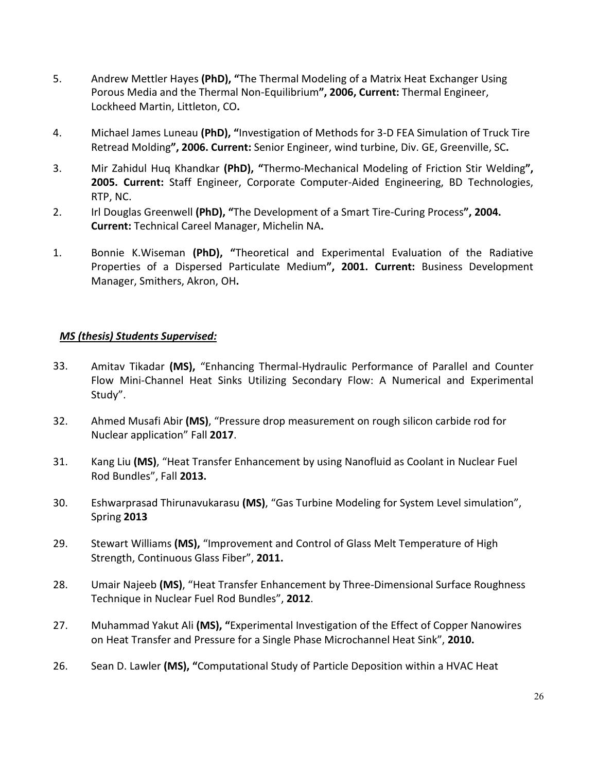5. Andrew Mettler Hayes **(PhD), "**The Thermal Modeling of a Matrix Heat Exchanger Using Porous Media and the Thermal Non-Equilibrium**", 2006, Current:** Thermal Engineer, Lockheed Martin, Littleton, CO**.**

4. Michael James Luneau **(PhD), "**Investigation of Methods for 3-D FEA Simulation of Truck Tire Retread Molding**", 2006. Current:** Senior Engineer, wind turbine, Div. GE, Greenville, SC**.**

3. Mir Zahidul Huq Khandkar **(PhD), "**Thermo-Mechanical Modeling of Friction Stir Welding**", 2005. Current:** Staff Engineer, Corporate Computer-Aided Engineering, BD Technologies, RTP, NC.

2. Irl Douglas Greenwell **(PhD), "**The Development of a Smart Tire-Curing Process**", 2004. Current:** Technical Careel Manager, Michelin NA**.**

1. Bonnie K.Wiseman **(PhD), "**Theoretical and Experimental Evaluation of the Radiative Properties of a Dispersed Particulate Medium**", 2001. Current:** Business Development Manager, Smithers, Akron, OH**.**

***MS (thesis) Students Supervised:***

33. Amitav Tikadar **(MS),** "Enhancing Thermal-Hydraulic Performance of Parallel and Counter Flow Mini-Channel Heat Sinks Utilizing Secondary Flow: A Numerical and Experimental Study".

32. Ahmed Musafi Abir **(MS)**, "Pressure drop measurement on rough silicon carbide rod for Nuclear application" Fall **2017**.

31. Kang Liu **(MS)**, "Heat Transfer Enhancement by using Nanofluid as Coolant in Nuclear Fuel Rod Bundles", Fall **2013.**

30. Eshwarprasad Thirunavukarasu **(MS)**, "Gas Turbine Modeling for System Level simulation", Spring **2013**

29. Stewart Williams **(MS),** "Improvement and Control of Glass Melt Temperature of High Strength, Continuous Glass Fiber", **2011.**

28. Umair Najeeb **(MS)**, "Heat Transfer Enhancement by Three-Dimensional Surface Roughness Technique in Nuclear Fuel Rod Bundles", **2012**.

27. Muhammad Yakut Ali **(MS), "**Experimental Investigation of the Effect of Copper Nanowires on Heat Transfer and Pressure for a Single Phase Microchannel Heat Sink", **2010.**

26. Sean D. Lawler **(MS), "**Computational Study of Particle Deposition within a HVAC Heat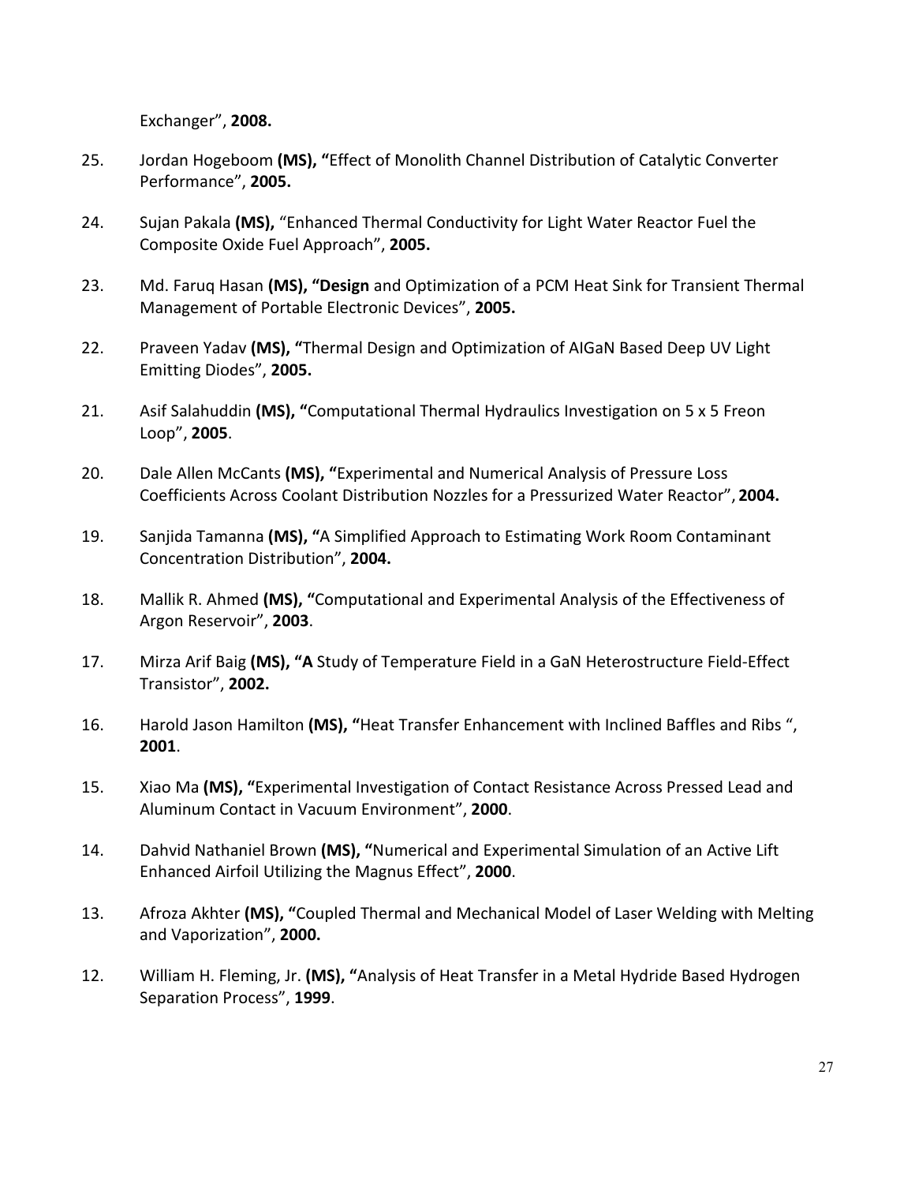Exchanger", **2008.**

25. Jordan Hogeboom **(MS), "**Effect of Monolith Channel Distribution of Catalytic Converter Performance", **2005.**

24. Sujan Pakala **(MS),** "Enhanced Thermal Conductivity for Light Water Reactor Fuel the Composite Oxide Fuel Approach", **2005.**

23. Md. Faruq Hasan **(MS), "Design** and Optimization of a PCM Heat Sink for Transient Thermal Management of Portable Electronic Devices", **2005.**

22. Praveen Yadav **(MS), "**Thermal Design and Optimization of AlGaN Based Deep UV Light Emitting Diodes", **2005.**

21. Asif Salahuddin **(MS), "**Computational Thermal Hydraulics Investigation on 5 x 5 Freon Loop", **2005**.

20. Dale Allen McCants **(MS), "**Experimental and Numerical Analysis of Pressure Loss Coefficients Across Coolant Distribution Nozzles for a Pressurized Water Reactor", **2004.**

19. Sanjida Tamanna **(MS), "**A Simplified Approach to Estimating Work Room Contaminant Concentration Distribution", **2004.**

18. Mallik R. Ahmed **(MS), "**Computational and Experimental Analysis of the Effectiveness of Argon Reservoir", **2003**.

17. Mirza Arif Baig **(MS), "A** Study of Temperature Field in a GaN Heterostructure Field-Effect Transistor", **2002.**

16. Harold Jason Hamilton **(MS), "**Heat Transfer Enhancement with Inclined Baffles and Ribs ", **2001**.

15. Xiao Ma **(MS), "**Experimental Investigation of Contact Resistance Across Pressed Lead and Aluminum Contact in Vacuum Environment", **2000**.

14. Dahvid Nathaniel Brown **(MS), "**Numerical and Experimental Simulation of an Active Lift Enhanced Airfoil Utilizing the Magnus Effect", **2000**.

13. Afroza Akhter **(MS), "**Coupled Thermal and Mechanical Model of Laser Welding with Melting and Vaporization", **2000.**

12. William H. Fleming, Jr. **(MS), "**Analysis of Heat Transfer in a Metal Hydride Based Hydrogen Separation Process", **1999**.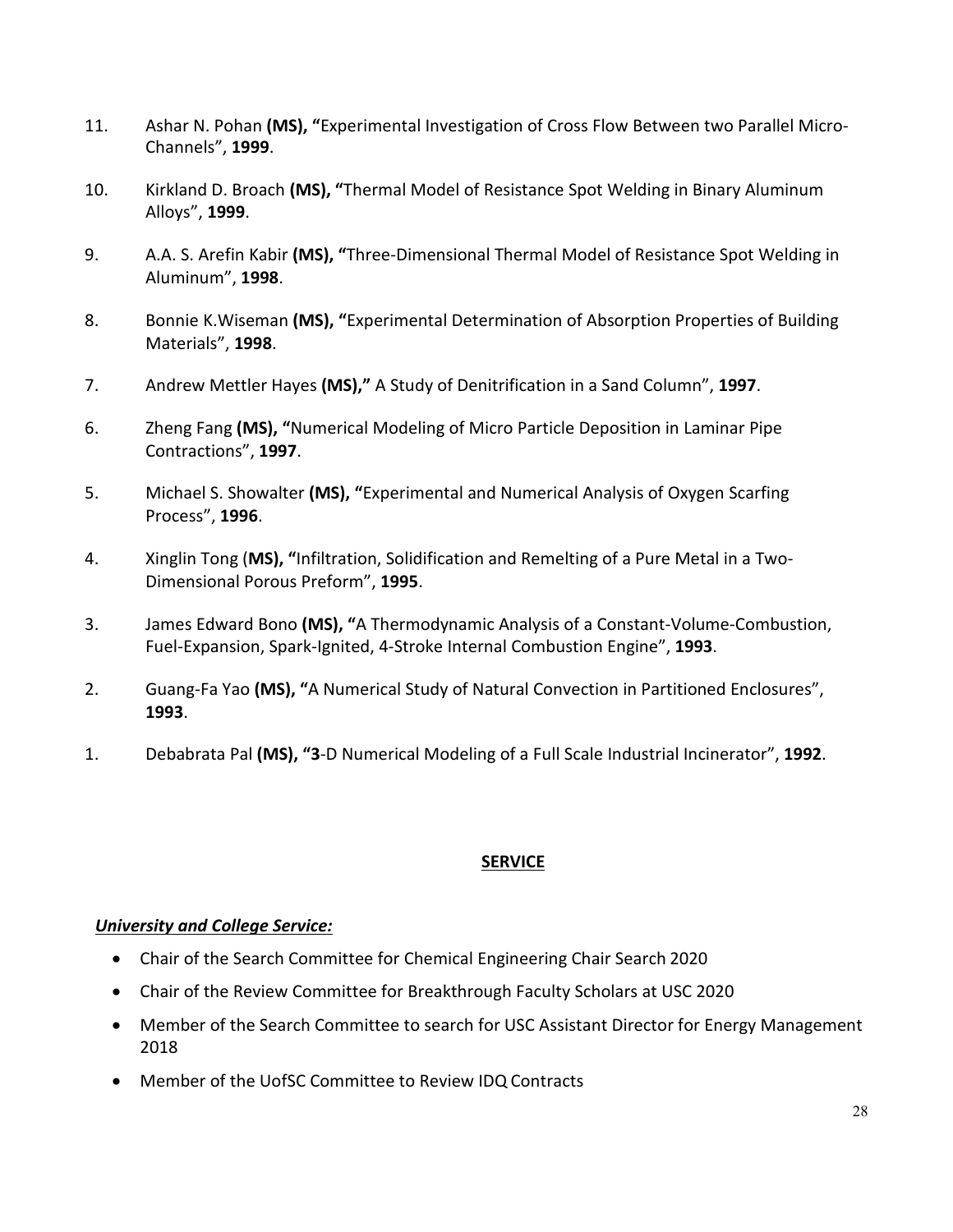11. Ashar N. Pohan **(MS), "**Experimental Investigation of Cross Flow Between two Parallel Micro-Channels", **1999**.

10. Kirkland D. Broach **(MS), "**Thermal Model of Resistance Spot Welding in Binary Aluminum Alloys", **1999**.

9. A.A. S. Arefin Kabir **(MS), "**Three-Dimensional Thermal Model of Resistance Spot Welding in Aluminum", **1998**.

8. Bonnie K.Wiseman **(MS), "**Experimental Determination of Absorption Properties of Building Materials", **1998**.

7. Andrew Mettler Hayes **(MS),"** A Study of Denitrification in a Sand Column", **1997**.

6. Zheng Fang **(MS), "**Numerical Modeling of Micro Particle Deposition in Laminar Pipe Contractions", **1997**.

5. Michael S. Showalter **(MS), "**Experimental and Numerical Analysis of Oxygen Scarfing Process", **1996**.

4. Xinglin Tong (**MS), "**Infiltration, Solidification and Remelting of a Pure Metal in a Two-Dimensional Porous Preform", **1995**.

3. James Edward Bono **(MS), "**A Thermodynamic Analysis of a Constant-Volume-Combustion, Fuel-Expansion, Spark-Ignited, 4-Stroke Internal Combustion Engine", **1993**.

2. Guang-Fa Yao **(MS), "**A Numerical Study of Natural Convection in Partitioned Enclosures", **1993**.

1. Debabrata Pal **(MS), "3**-D Numerical Modeling of a Full Scale Industrial Incinerator", **1992**.

## SERVICE

***University and College Service:***

- Chair of the Search Committee for Chemical Engineering Chair Search 2020
- Chair of the Review Committee for Breakthrough Faculty Scholars at USC 2020
- Member of the Search Committee to search for USC Assistant Director for Energy Management 2018
- Member of the UofSC Committee to Review IDQ Contracts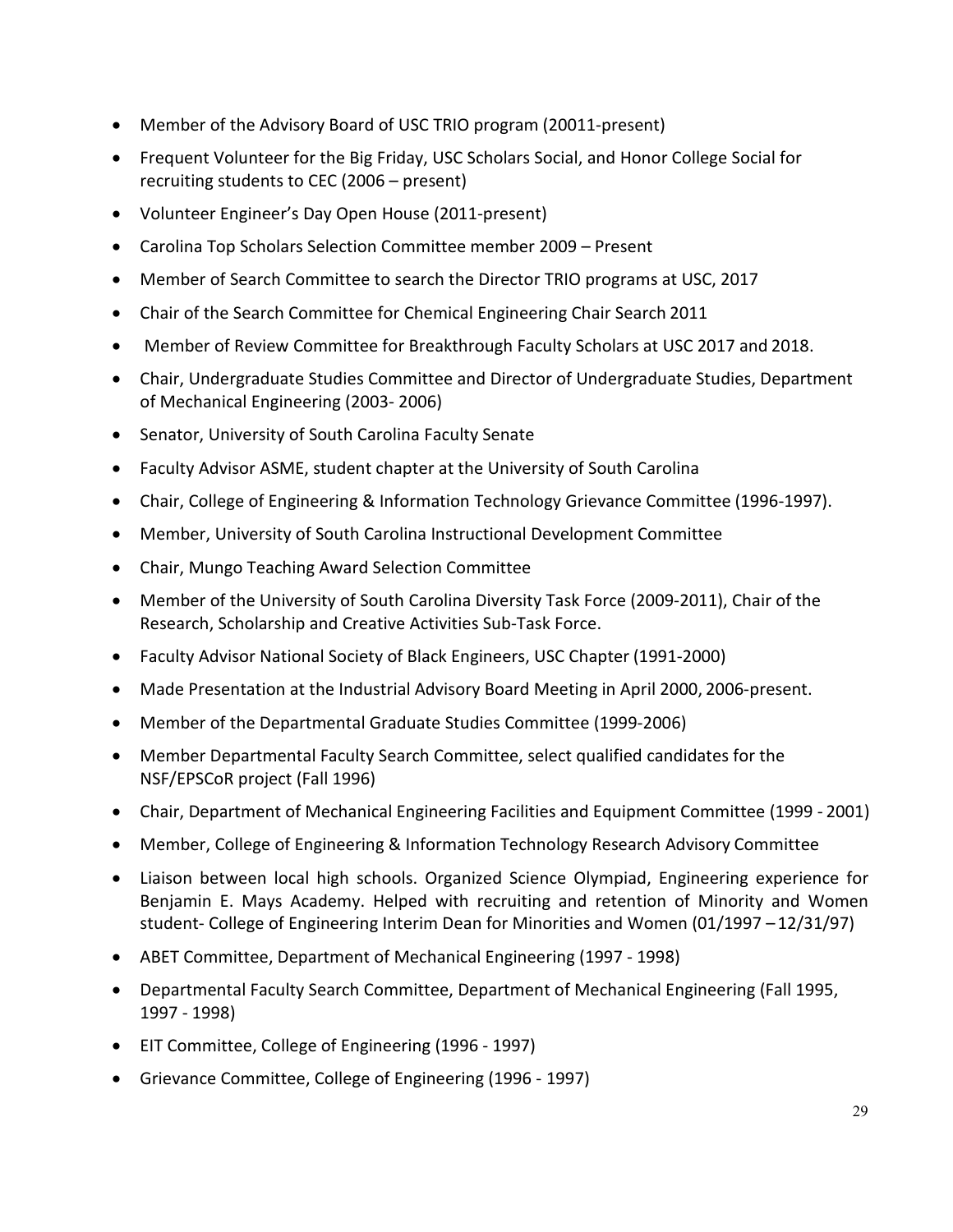- Member of the Advisory Board of USC TRIO program (20011-present)
- Frequent Volunteer for the Big Friday, USC Scholars Social, and Honor College Social for recruiting students to CEC (2006 – present)
- Volunteer Engineer's Day Open House (2011-present)
- Carolina Top Scholars Selection Committee member 2009 – Present
- Member of Search Committee to search the Director TRIO programs at USC, 2017
- Chair of the Search Committee for Chemical Engineering Chair Search 2011
- Member of Review Committee for Breakthrough Faculty Scholars at USC 2017 and 2018.
- Chair, Undergraduate Studies Committee and Director of Undergraduate Studies, Department of Mechanical Engineering (2003- 2006)
- Senator, University of South Carolina Faculty Senate
- Faculty Advisor ASME, student chapter at the University of South Carolina
- Chair, College of Engineering & Information Technology Grievance Committee (1996-1997).
- Member, University of South Carolina Instructional Development Committee
- Chair, Mungo Teaching Award Selection Committee
- Member of the University of South Carolina Diversity Task Force (2009-2011), Chair of the Research, Scholarship and Creative Activities Sub-Task Force.
- Faculty Advisor National Society of Black Engineers, USC Chapter (1991-2000)
- Made Presentation at the Industrial Advisory Board Meeting in April 2000, 2006-present.
- Member of the Departmental Graduate Studies Committee (1999-2006)
- Member Departmental Faculty Search Committee, select qualified candidates for the NSF/EPSCoR project (Fall 1996)
- Chair, Department of Mechanical Engineering Facilities and Equipment Committee (1999 - 2001)
- Member, College of Engineering & Information Technology Research Advisory Committee
- Liaison between local high schools. Organized Science Olympiad, Engineering experience for Benjamin E. Mays Academy. Helped with recruiting and retention of Minority and Women student- College of Engineering Interim Dean for Minorities and Women (01/1997 – 12/31/97)
- ABET Committee, Department of Mechanical Engineering (1997 - 1998)
- Departmental Faculty Search Committee, Department of Mechanical Engineering (Fall 1995, 1997 - 1998)
- EIT Committee, College of Engineering (1996 - 1997)
- Grievance Committee, College of Engineering (1996 - 1997)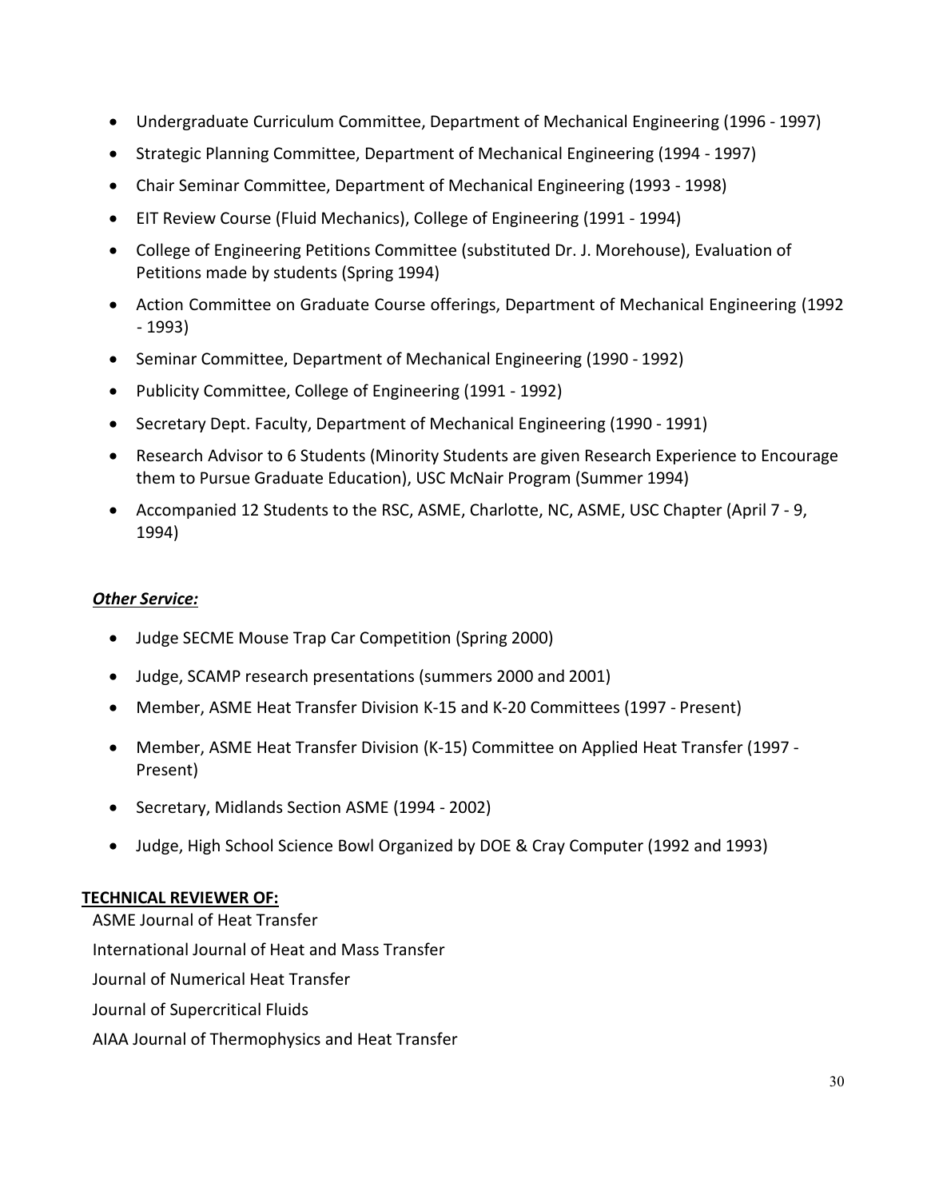- Undergraduate Curriculum Committee, Department of Mechanical Engineering (1996 - 1997)
- Strategic Planning Committee, Department of Mechanical Engineering (1994 - 1997)
- Chair Seminar Committee, Department of Mechanical Engineering (1993 - 1998)
- EIT Review Course (Fluid Mechanics), College of Engineering (1991 - 1994)
- College of Engineering Petitions Committee (substituted Dr. J. Morehouse), Evaluation of Petitions made by students (Spring 1994)
- Action Committee on Graduate Course offerings, Department of Mechanical Engineering (1992 - 1993)
- Seminar Committee, Department of Mechanical Engineering (1990 - 1992)
- Publicity Committee, College of Engineering (1991 - 1992)
- Secretary Dept. Faculty, Department of Mechanical Engineering (1990 - 1991)
- Research Advisor to 6 Students (Minority Students are given Research Experience to Encourage them to Pursue Graduate Education), USC McNair Program (Summer 1994)
- Accompanied 12 Students to the RSC, ASME, Charlotte, NC, ASME, USC Chapter (April 7 - 9, 1994)

***Other Service:***

- Judge SECME Mouse Trap Car Competition (Spring 2000)
- Judge, SCAMP research presentations (summers 2000 and 2001)
- Member, ASME Heat Transfer Division K-15 and K-20 Committees (1997 - Present)
- Member, ASME Heat Transfer Division (K-15) Committee on Applied Heat Transfer (1997 - Present)
- Secretary, Midlands Section ASME (1994 - 2002)
- Judge, High School Science Bowl Organized by DOE & Cray Computer (1992 and 1993)

**TECHNICAL REVIEWER OF:**

ASME Journal of Heat Transfer

International Journal of Heat and Mass Transfer

Journal of Numerical Heat Transfer

Journal of Supercritical Fluids

AIAA Journal of Thermophysics and Heat Transfer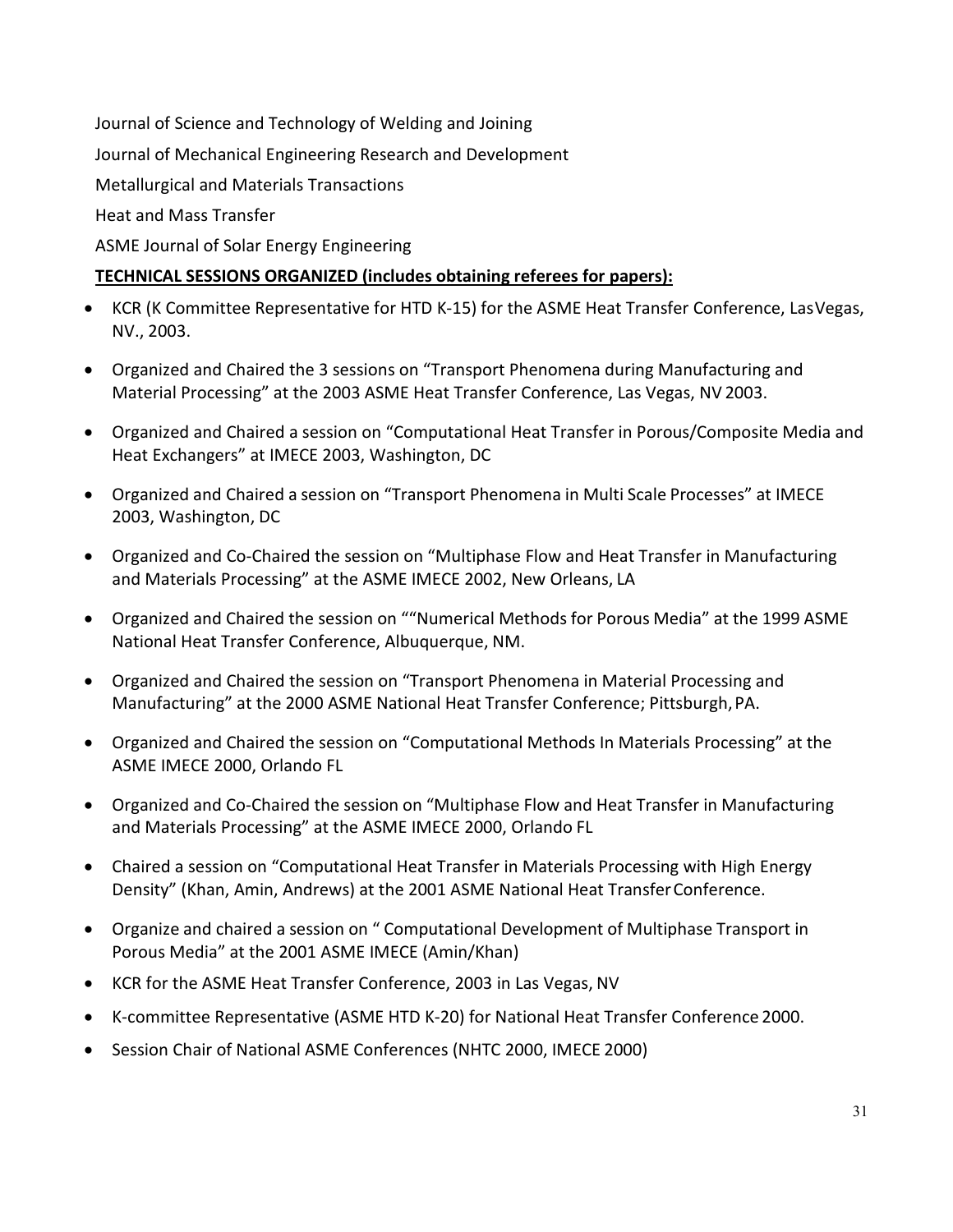Journal of Science and Technology of Welding and Joining

Journal of Mechanical Engineering Research and Development

Metallurgical and Materials Transactions

Heat and Mass Transfer

ASME Journal of Solar Energy Engineering

**TECHNICAL SESSIONS ORGANIZED (includes obtaining referees for papers):**

- KCR (K Committee Representative for HTD K-15) for the ASME Heat Transfer Conference, LasVegas, NV., 2003.
- Organized and Chaired the 3 sessions on "Transport Phenomena during Manufacturing and Material Processing" at the 2003 ASME Heat Transfer Conference, Las Vegas, NV 2003.
- Organized and Chaired a session on "Computational Heat Transfer in Porous/Composite Media and Heat Exchangers" at IMECE 2003, Washington, DC
- Organized and Chaired a session on "Transport Phenomena in Multi Scale Processes" at IMECE 2003, Washington, DC
- Organized and Co-Chaired the session on "Multiphase Flow and Heat Transfer in Manufacturing and Materials Processing" at the ASME IMECE 2002, New Orleans, LA
- Organized and Chaired the session on ""Numerical Methods for Porous Media" at the 1999 ASME National Heat Transfer Conference, Albuquerque, NM.
- Organized and Chaired the session on "Transport Phenomena in Material Processing and Manufacturing" at the 2000 ASME National Heat Transfer Conference; Pittsburgh, PA.
- Organized and Chaired the session on "Computational Methods In Materials Processing" at the ASME IMECE 2000, Orlando FL
- Organized and Co-Chaired the session on "Multiphase Flow and Heat Transfer in Manufacturing and Materials Processing" at the ASME IMECE 2000, Orlando FL
- Chaired a session on "Computational Heat Transfer in Materials Processing with High Energy Density" (Khan, Amin, Andrews) at the 2001 ASME National Heat Transfer Conference.
- Organize and chaired a session on " Computational Development of Multiphase Transport in Porous Media" at the 2001 ASME IMECE (Amin/Khan)
- KCR for the ASME Heat Transfer Conference, 2003 in Las Vegas, NV
- K-committee Representative (ASME HTD K-20) for National Heat Transfer Conference 2000.
- Session Chair of National ASME Conferences (NHTC 2000, IMECE 2000)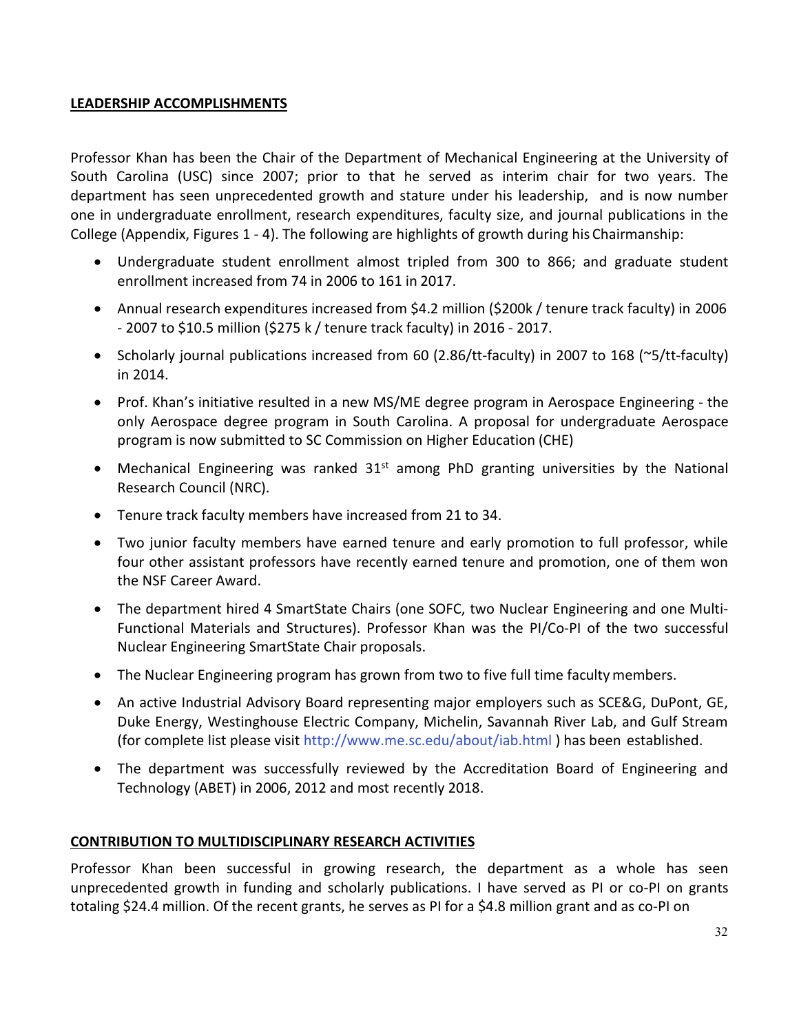## LEADERSHIP ACCOMPLISHMENTS

Professor Khan has been the Chair of the Department of Mechanical Engineering at the University of South Carolina (USC) since 2007; prior to that he served as interim chair for two years. The department has seen unprecedented growth and stature under his leadership, and is now number one in undergraduate enrollment, research expenditures, faculty size, and journal publications in the College (Appendix, Figures 1 - 4). The following are highlights of growth during his Chairmanship:

- Undergraduate student enrollment almost tripled from 300 to 866; and graduate student enrollment increased from 74 in 2006 to 161 in 2017.
- Annual research expenditures increased from $4.2 million ($200k / tenure track faculty) in 2006 - 2007 to $10.5 million ($275 k / tenure track faculty) in 2016 - 2017.
- Scholarly journal publications increased from 60 (2.86/tt-faculty) in 2007 to 168 (~5/tt-faculty) in 2014.
- Prof. Khan's initiative resulted in a new MS/ME degree program in Aerospace Engineering - the only Aerospace degree program in South Carolina. A proposal for undergraduate Aerospace program is now submitted to SC Commission on Higher Education (CHE)
- Mechanical Engineering was ranked 31st among PhD granting universities by the National Research Council (NRC).
- Tenure track faculty members have increased from 21 to 34.
- Two junior faculty members have earned tenure and early promotion to full professor, while four other assistant professors have recently earned tenure and promotion, one of them won the NSF Career Award.
- The department hired 4 SmartState Chairs (one SOFC, two Nuclear Engineering and one Multi-Functional Materials and Structures). Professor Khan was the PI/Co-PI of the two successful Nuclear Engineering SmartState Chair proposals.
- The Nuclear Engineering program has grown from two to five full time faculty members.
- An active Industrial Advisory Board representing major employers such as SCE&G, DuPont, GE, Duke Energy, Westinghouse Electric Company, Michelin, Savannah River Lab, and Gulf Stream (for complete list please visit http://www.me.sc.edu/about/iab.html ) has been established.
- The department was successfully reviewed by the Accreditation Board of Engineering and Technology (ABET) in 2006, 2012 and most recently 2018.

## CONTRIBUTION TO MULTIDISCIPLINARY RESEARCH ACTIVITIES

Professor Khan been successful in growing research, the department as a whole has seen unprecedented growth in funding and scholarly publications. I have served as PI or co-PI on grants totaling $24.4 million. Of the recent grants, he serves as PI for a $4.8 million grant and as co-PI on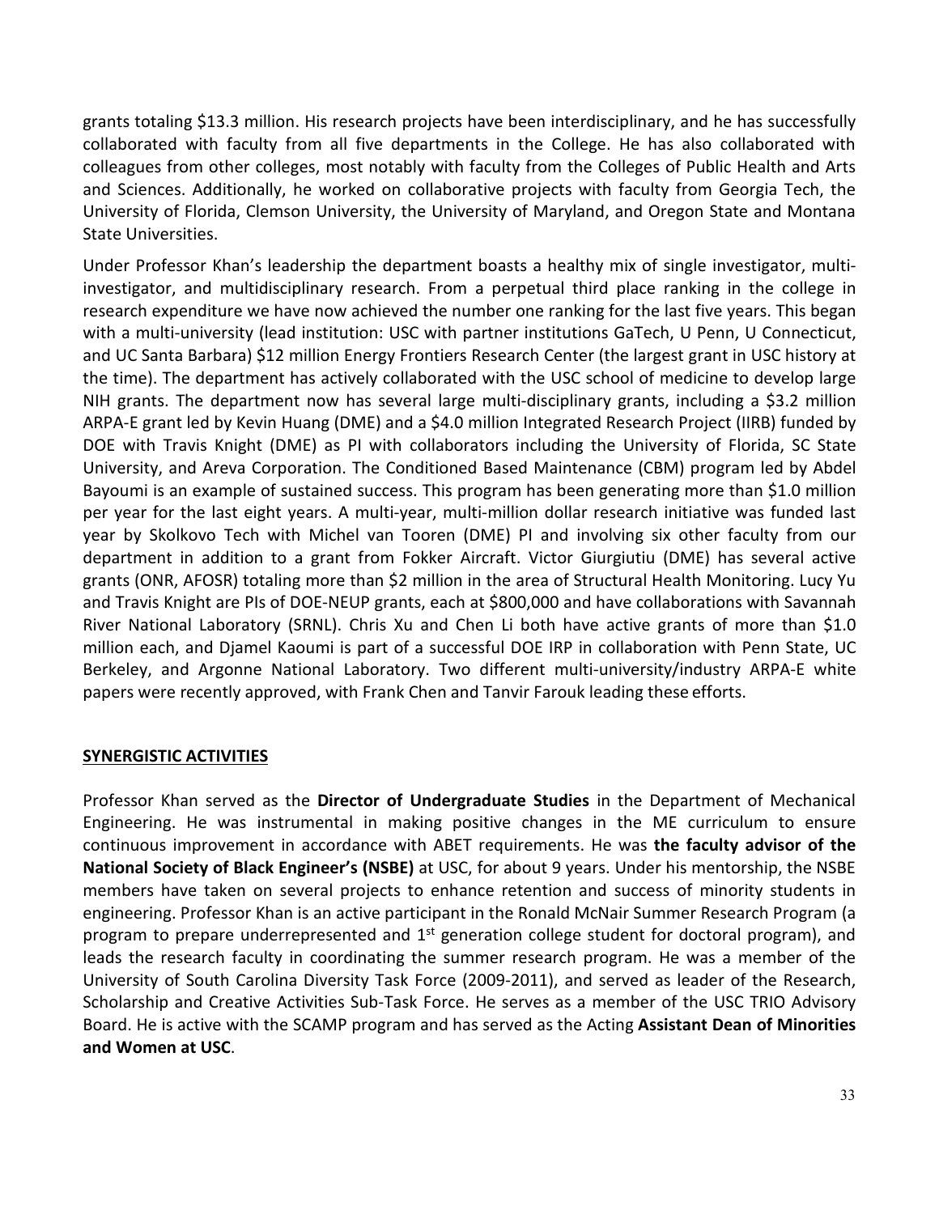grants totaling $13.3 million. His research projects have been interdisciplinary, and he has successfully collaborated with faculty from all five departments in the College. He has also collaborated with colleagues from other colleges, most notably with faculty from the Colleges of Public Health and Arts and Sciences. Additionally, he worked on collaborative projects with faculty from Georgia Tech, the University of Florida, Clemson University, the University of Maryland, and Oregon State and Montana State Universities.

Under Professor Khan's leadership the department boasts a healthy mix of single investigator, multi-investigator, and multidisciplinary research. From a perpetual third place ranking in the college in research expenditure we have now achieved the number one ranking for the last five years. This began with a multi-university (lead institution: USC with partner institutions GaTech, U Penn, U Connecticut, and UC Santa Barbara) $12 million Energy Frontiers Research Center (the largest grant in USC history at the time). The department has actively collaborated with the USC school of medicine to develop large NIH grants. The department now has several large multi-disciplinary grants, including a $3.2 million ARPA-E grant led by Kevin Huang (DME) and a $4.0 million Integrated Research Project (IIRB) funded by DOE with Travis Knight (DME) as PI with collaborators including the University of Florida, SC State University, and Areva Corporation. The Conditioned Based Maintenance (CBM) program led by Abdel Bayoumi is an example of sustained success. This program has been generating more than $1.0 million per year for the last eight years. A multi-year, multi-million dollar research initiative was funded last year by Skolkovo Tech with Michel van Tooren (DME) PI and involving six other faculty from our department in addition to a grant from Fokker Aircraft. Victor Giurgiutiu (DME) has several active grants (ONR, AFOSR) totaling more than $2 million in the area of Structural Health Monitoring. Lucy Yu and Travis Knight are PIs of DOE-NEUP grants, each at $800,000 and have collaborations with Savannah River National Laboratory (SRNL). Chris Xu and Chen Li both have active grants of more than $1.0 million each, and Djamel Kaoumi is part of a successful DOE IRP in collaboration with Penn State, UC Berkeley, and Argonne National Laboratory. Two different multi-university/industry ARPA-E white papers were recently approved, with Frank Chen and Tanvir Farouk leading these efforts.

## SYNERGISTIC ACTIVITIES

Professor Khan served as the **Director of Undergraduate Studies** in the Department of Mechanical Engineering. He was instrumental in making positive changes in the ME curriculum to ensure continuous improvement in accordance with ABET requirements. He was **the faculty advisor of the National Society of Black Engineer's (NSBE)** at USC, for about 9 years. Under his mentorship, the NSBE members have taken on several projects to enhance retention and success of minority students in engineering. Professor Khan is an active participant in the Ronald McNair Summer Research Program (a program to prepare underrepresented and 1st generation college student for doctoral program), and leads the research faculty in coordinating the summer research program. He was a member of the University of South Carolina Diversity Task Force (2009-2011), and served as leader of the Research, Scholarship and Creative Activities Sub-Task Force. He serves as a member of the USC TRIO Advisory Board. He is active with the SCAMP program and has served as the Acting **Assistant Dean of Minorities and Women at USC**.